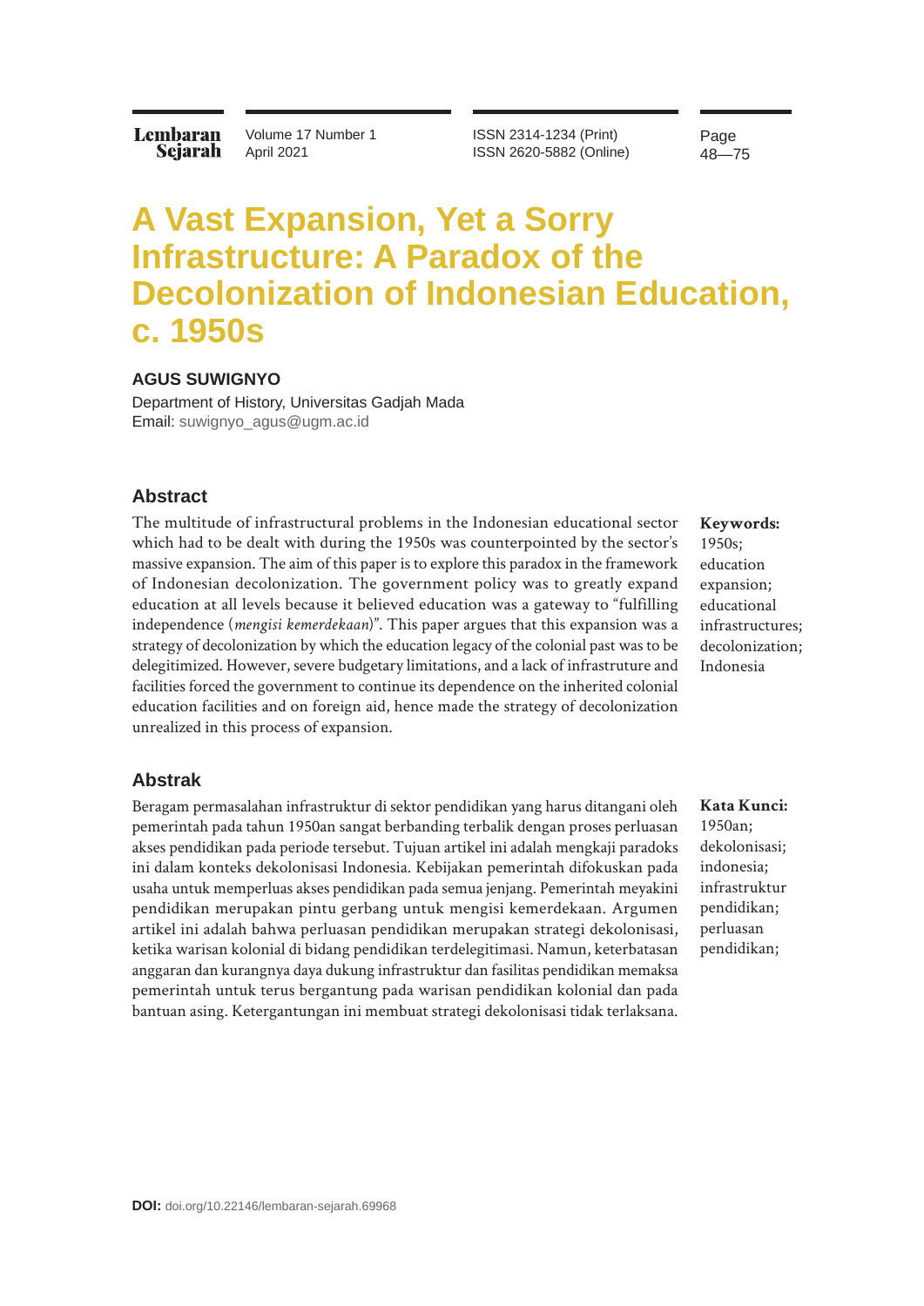# A Vast Expansion, Yet a Sorry Infrastructure: A Paradox of the Decolonization of Indonesian Education, c. 1950s

**AGUS SUWIGNYO**

Department of History, Universitas Gadjah Mada
Email: suwignyo_agus@ugm.ac.id

## Abstract

The multitude of infrastructural problems in the Indonesian educational sector which had to be dealt with during the 1950s was counterpointed by the sector's massive expansion. The aim of this paper is to explore this paradox in the framework of Indonesian decolonization. The government policy was to greatly expand education at all levels because it believed education was a gateway to "fulfilling independence (*mengisi kemerdekaan*)". This paper argues that this expansion was a strategy of decolonization by which the education legacy of the colonial past was to be delegitimized. However, severe budgetary limitations, and a lack of infrastruture and facilities forced the government to continue its dependence on the inherited colonial education facilities and on foreign aid, hence made the strategy of decolonization unrealized in this process of expansion.

**Keywords:** 1950s; education expansion; educational infrastructures; decolonization; Indonesia

## Abstrak

Beragam permasalahan infrastruktur di sektor pendidikan yang harus ditangani oleh pemerintah pada tahun 1950an sangat berbanding terbalik dengan proses perluasan akses pendidikan pada periode tersebut. Tujuan artikel ini adalah mengkaji paradoks ini dalam konteks dekolonisasi Indonesia. Kebijakan pemerintah difokuskan pada usaha untuk memperluas akses pendidikan pada semua jenjang. Pemerintah meyakini pendidikan merupakan pintu gerbang untuk mengisi kemerdekaan. Argumen artikel ini adalah bahwa perluasan pendidikan merupakan strategi dekolonisasi, ketika warisan kolonial di bidang pendidikan terdelegitimasi. Namun, keterbatasan anggaran dan kurangnya daya dukung infrastruktur dan fasilitas pendidikan memaksa pemerintah untuk terus bergantung pada warisan pendidikan kolonial dan pada bantuan asing. Ketergantungan ini membuat strategi dekolonisasi tidak terlaksana.

**Kata Kunci:** 1950an; dekolonisasi; indonesia; infrastruktur pendidikan; perluasan pendidikan;

**DOI:** doi.org/10.22146/lembaran-sejarah.69968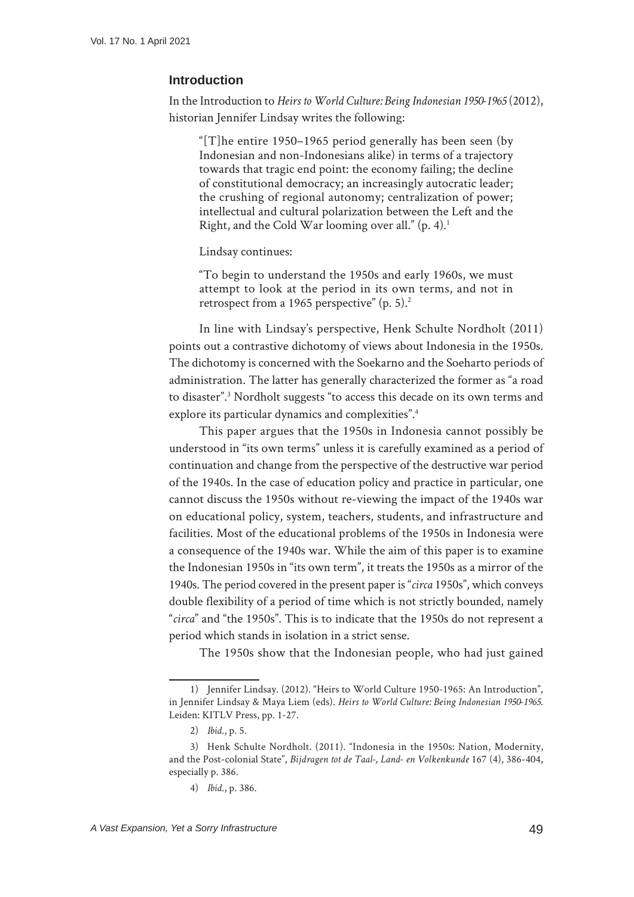## Introduction

In the Introduction to *Heirs to World Culture: Being Indonesian 1950-1965* (2012), historian Jennifer Lindsay writes the following:

> "[T]he entire 1950–1965 period generally has been seen (by Indonesian and non-Indonesians alike) in terms of a trajectory towards that tragic end point: the economy failing; the decline of constitutional democracy; an increasingly autocratic leader; the crushing of regional autonomy; centralization of power; intellectual and cultural polarization between the Left and the Right, and the Cold War looming over all." (p. 4).[1]
>
> Lindsay continues:
>
> "To begin to understand the 1950s and early 1960s, we must attempt to look at the period in its own terms, and not in retrospect from a 1965 perspective" (p. 5).[2]

In line with Lindsay's perspective, Henk Schulte Nordholt (2011) points out a contrastive dichotomy of views about Indonesia in the 1950s. The dichotomy is concerned with the Soekarno and the Soeharto periods of administration. The latter has generally characterized the former as "a road to disaster".[3] Nordholt suggests "to access this decade on its own terms and explore its particular dynamics and complexities".[4]

This paper argues that the 1950s in Indonesia cannot possibly be understood in "its own terms" unless it is carefully examined as a period of continuation and change from the perspective of the destructive war period of the 1940s. In the case of education policy and practice in particular, one cannot discuss the 1950s without re-viewing the impact of the 1940s war on educational policy, system, teachers, students, and infrastructure and facilities. Most of the educational problems of the 1950s in Indonesia were a consequence of the 1940s war. While the aim of this paper is to examine the Indonesian 1950s in "its own term", it treats the 1950s as a mirror of the 1940s. The period covered in the present paper is "*circa* 1950s", which conveys double flexibility of a period of time which is not strictly bounded, namely "*circa*" and "the 1950s". This is to indicate that the 1950s do not represent a period which stands in isolation in a strict sense.

The 1950s show that the Indonesian people, who had just gained

---

1) Jennifer Lindsay. (2012). "Heirs to World Culture 1950-1965: An Introduction", in Jennifer Lindsay & Maya Liem (eds). *Heirs to World Culture: Being Indonesian 1950-1965.* Leiden: KITLV Press, pp. 1-27.

2) *Ibid.*, p. 5.

3) Henk Schulte Nordholt. (2011). "Indonesia in the 1950s: Nation, Modernity, and the Post-colonial State", *Bijdragen tot de Taal-, Land- en Volkenkunde* 167 (4), 386-404, especially p. 386.

4) *Ibid.*, p. 386.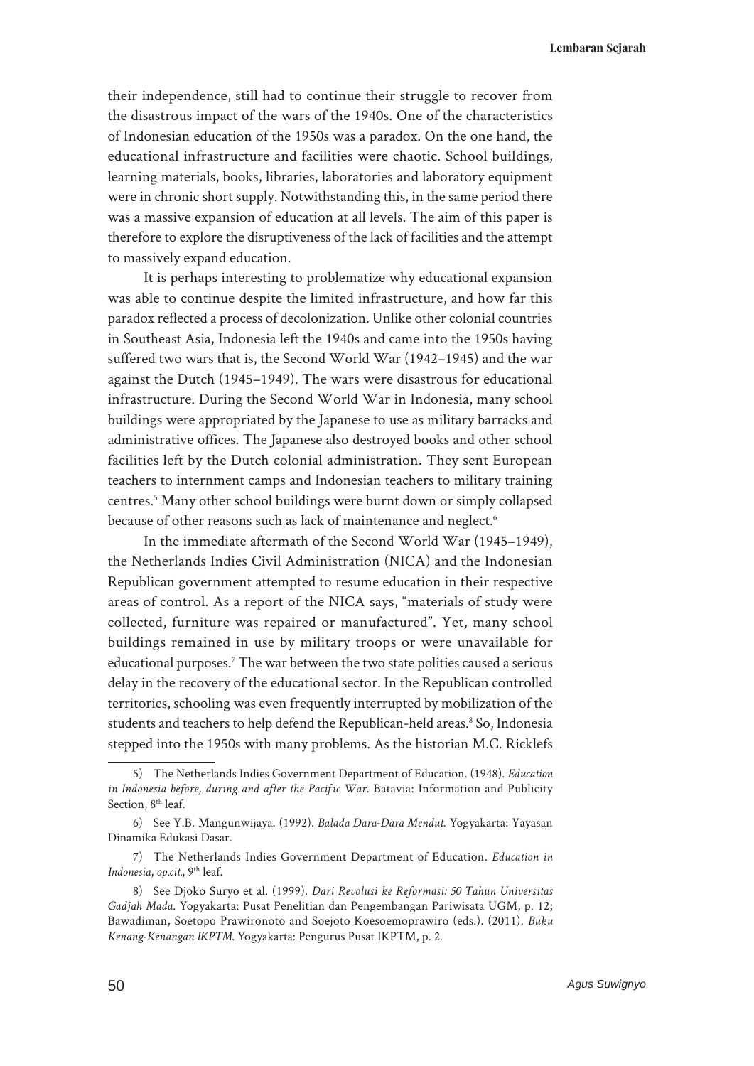their independence, still had to continue their struggle to recover from the disastrous impact of the wars of the 1940s. One of the characteristics of Indonesian education of the 1950s was a paradox. On the one hand, the educational infrastructure and facilities were chaotic. School buildings, learning materials, books, libraries, laboratories and laboratory equipment were in chronic short supply. Notwithstanding this, in the same period there was a massive expansion of education at all levels. The aim of this paper is therefore to explore the disruptiveness of the lack of facilities and the attempt to massively expand education.

It is perhaps interesting to problematize why educational expansion was able to continue despite the limited infrastructure, and how far this paradox reflected a process of decolonization. Unlike other colonial countries in Southeast Asia, Indonesia left the 1940s and came into the 1950s having suffered two wars that is, the Second World War (1942–1945) and the war against the Dutch (1945–1949). The wars were disastrous for educational infrastructure. During the Second World War in Indonesia, many school buildings were appropriated by the Japanese to use as military barracks and administrative offices. The Japanese also destroyed books and other school facilities left by the Dutch colonial administration. They sent European teachers to internment camps and Indonesian teachers to military training centres.[5] Many other school buildings were burnt down or simply collapsed because of other reasons such as lack of maintenance and neglect.[6]

In the immediate aftermath of the Second World War (1945–1949), the Netherlands Indies Civil Administration (NICA) and the Indonesian Republican government attempted to resume education in their respective areas of control. As a report of the NICA says, "materials of study were collected, furniture was repaired or manufactured". Yet, many school buildings remained in use by military troops or were unavailable for educational purposes.[7] The war between the two state polities caused a serious delay in the recovery of the educational sector. In the Republican controlled territories, schooling was even frequently interrupted by mobilization of the students and teachers to help defend the Republican-held areas.[8] So, Indonesia stepped into the 1950s with many problems. As the historian M.C. Ricklefs

---

5) The Netherlands Indies Government Department of Education. (1948). *Education in Indonesia before, during and after the Pacific War*. Batavia: Information and Publicity Section, 8th leaf.

6) See Y.B. Mangunwijaya. (1992). *Balada Dara-Dara Mendut*. Yogyakarta: Yayasan Dinamika Edukasi Dasar.

7) The Netherlands Indies Government Department of Education. *Education in Indonesia*, *op.cit.*, 9th leaf.

8) See Djoko Suryo et al. (1999). *Dari Revolusi ke Reformasi: 50 Tahun Universitas Gadjah Mada*. Yogyakarta: Pusat Penelitian dan Pengembangan Pariwisata UGM, p. 12; Bawadiman, Soetopo Prawironoto and Soejoto Koesoemoprawiro (eds.). (2011). *Buku Kenang-Kenangan IKPTM*. Yogyakarta: Pengurus Pusat IKPTM, p. 2.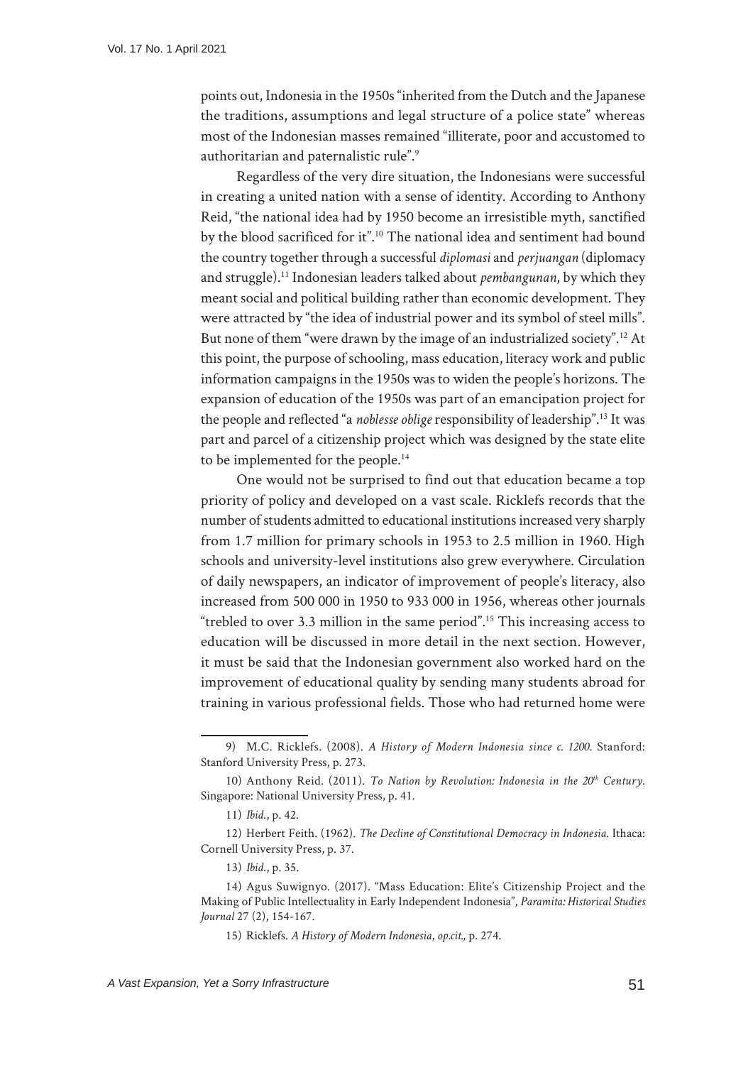points out, Indonesia in the 1950s "inherited from the Dutch and the Japanese the traditions, assumptions and legal structure of a police state" whereas most of the Indonesian masses remained "illiterate, poor and accustomed to authoritarian and paternalistic rule".[9]

Regardless of the very dire situation, the Indonesians were successful in creating a united nation with a sense of identity. According to Anthony Reid, "the national idea had by 1950 become an irresistible myth, sanctified by the blood sacrificed for it".[10] The national idea and sentiment had bound the country together through a successful *diplomasi* and *perjuangan* (diplomacy and struggle).[11] Indonesian leaders talked about *pembangunan*, by which they meant social and political building rather than economic development. They were attracted by "the idea of industrial power and its symbol of steel mills". But none of them "were drawn by the image of an industrialized society".[12] At this point, the purpose of schooling, mass education, literacy work and public information campaigns in the 1950s was to widen the people's horizons. The expansion of education of the 1950s was part of an emancipation project for the people and reflected "a *noblesse oblige* responsibility of leadership".[13] It was part and parcel of a citizenship project which was designed by the state elite to be implemented for the people.[14]

One would not be surprised to find out that education became a top priority of policy and developed on a vast scale. Ricklefs records that the number of students admitted to educational institutions increased very sharply from 1.7 million for primary schools in 1953 to 2.5 million in 1960. High schools and university-level institutions also grew everywhere. Circulation of daily newspapers, an indicator of improvement of people's literacy, also increased from 500 000 in 1950 to 933 000 in 1956, whereas other journals "trebled to over 3.3 million in the same period".[15] This increasing access to education will be discussed in more detail in the next section. However, it must be said that the Indonesian government also worked hard on the improvement of educational quality by sending many students abroad for training in various professional fields. Those who had returned home were

---

9) M.C. Ricklefs. (2008). *A History of Modern Indonesia since c. 1200*. Stanford: Stanford University Press, p. 273.

10) Anthony Reid. (2011). *To Nation by Revolution: Indonesia in the 20th Century*. Singapore: National University Press, p. 41.

11) *Ibid.*, p. 42.

12) Herbert Feith. (1962). *The Decline of Constitutional Democracy in Indonesia*. Ithaca: Cornell University Press, p. 37.

13) *Ibid.*, p. 35.

14) Agus Suwignyo. (2017). "Mass Education: Elite's Citizenship Project and the Making of Public Intellectuality in Early Independent Indonesia", *Paramita: Historical Studies Journal* 27 (2), 154-167.

15) Ricklefs. *A History of Modern Indonesia*, *op.cit.*, p. 274.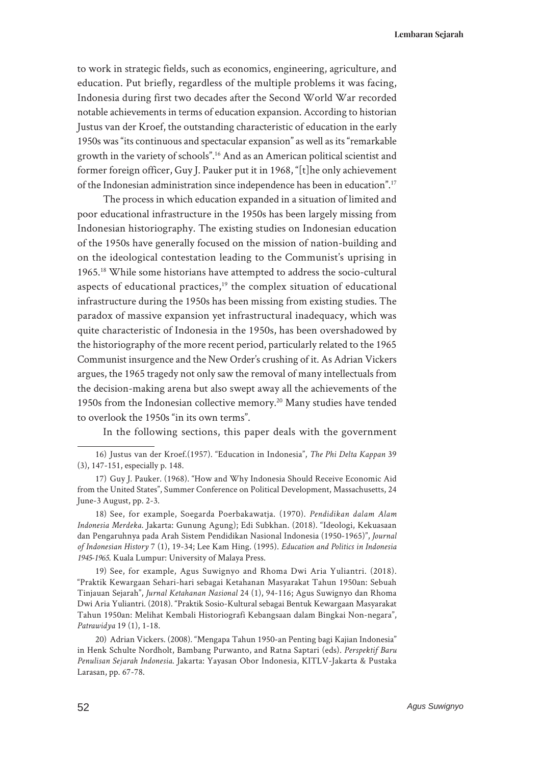to work in strategic fields, such as economics, engineering, agriculture, and education. Put briefly, regardless of the multiple problems it was facing, Indonesia during first two decades after the Second World War recorded notable achievements in terms of education expansion. According to historian Justus van der Kroef, the outstanding characteristic of education in the early 1950s was "its continuous and spectacular expansion" as well as its "remarkable growth in the variety of schools".[16] And as an American political scientist and former foreign officer, Guy J. Pauker put it in 1968, "[t]he only achievement of the Indonesian administration since independence has been in education".[17]

The process in which education expanded in a situation of limited and poor educational infrastructure in the 1950s has been largely missing from Indonesian historiography. The existing studies on Indonesian education of the 1950s have generally focused on the mission of nation-building and on the ideological contestation leading to the Communist's uprising in 1965.[18] While some historians have attempted to address the socio-cultural aspects of educational practices,[19] the complex situation of educational infrastructure during the 1950s has been missing from existing studies. The paradox of massive expansion yet infrastructural inadequacy, which was quite characteristic of Indonesia in the 1950s, has been overshadowed by the historiography of the more recent period, particularly related to the 1965 Communist insurgence and the New Order's crushing of it. As Adrian Vickers argues, the 1965 tragedy not only saw the removal of many intellectuals from the decision-making arena but also swept away all the achievements of the 1950s from the Indonesian collective memory.[20] Many studies have tended to overlook the 1950s "in its own terms".

In the following sections, this paper deals with the government

---

16) Justus van der Kroef.(1957). "Education in Indonesia", *The Phi Delta Kappan* 39 (3), 147-151, especially p. 148.

17) Guy J. Pauker. (1968). "How and Why Indonesia Should Receive Economic Aid from the United States", Summer Conference on Political Development, Massachusetts, 24 June-3 August, pp. 2-3.

18) See, for example, Soegarda Poerbakawatja. (1970). *Pendidikan dalam Alam Indonesia Merdeka.* Jakarta: Gunung Agung); Edi Subkhan. (2018). "Ideologi, Kekuasaan dan Pengaruhnya pada Arah Sistem Pendidikan Nasional Indonesia (1950-1965)", *Journal of Indonesian History* 7 (1), 19-34; Lee Kam Hing. (1995). *Education and Politics in Indonesia 1945-1965.* Kuala Lumpur: University of Malaya Press.

19) See, for example, Agus Suwignyo and Rhoma Dwi Aria Yuliantri. (2018). "Praktik Kewargaan Sehari-hari sebagai Ketahanan Masyarakat Tahun 1950an: Sebuah Tinjauan Sejarah", *Jurnal Ketahanan Nasional* 24 (1), 94-116; Agus Suwignyo dan Rhoma Dwi Aria Yuliantri. (2018). "Praktik Sosio-Kultural sebagai Bentuk Kewargaan Masyarakat Tahun 1950an: Melihat Kembali Historiografi Kebangsaan dalam Bingkai Non-negara", *Patrawidya* 19 (1), 1-18.

20) Adrian Vickers. (2008). "Mengapa Tahun 1950-an Penting bagi Kajian Indonesia" in Henk Schulte Nordholt, Bambang Purwanto, and Ratna Saptari (eds). *Perspektif Baru Penulisan Sejarah Indonesia.* Jakarta: Yayasan Obor Indonesia, KITLV-Jakarta & Pustaka Larasan, pp. 67-78.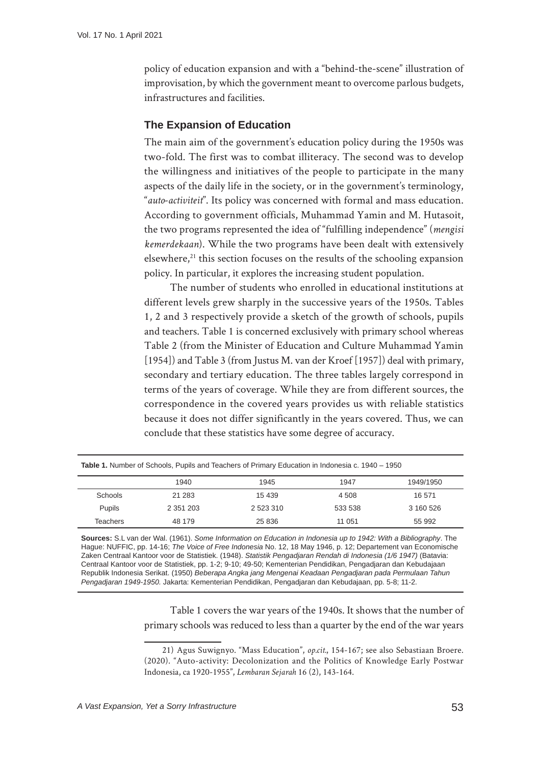policy of education expansion and with a "behind-the-scene" illustration of improvisation, by which the government meant to overcome parlous budgets, infrastructures and facilities.

## The Expansion of Education

The main aim of the government's education policy during the 1950s was two-fold. The first was to combat illiteracy. The second was to develop the willingness and initiatives of the people to participate in the many aspects of the daily life in the society, or in the government's terminology, "*auto-activiteit*". Its policy was concerned with formal and mass education. According to government officials, Muhammad Yamin and M. Hutasoit, the two programs represented the idea of "fulfilling independence" (*mengisi kemerdekaan*). While the two programs have been dealt with extensively elsewhere,[21] this section focuses on the results of the schooling expansion policy. In particular, it explores the increasing student population.

The number of students who enrolled in educational institutions at different levels grew sharply in the successive years of the 1950s. Tables 1, 2 and 3 respectively provide a sketch of the growth of schools, pupils and teachers. Table 1 is concerned exclusively with primary school whereas Table 2 (from the Minister of Education and Culture Muhammad Yamin [1954]) and Table 3 (from Justus M. van der Kroef [1957]) deal with primary, secondary and tertiary education. The three tables largely correspond in terms of the years of coverage. While they are from different sources, the correspondence in the covered years provides us with reliable statistics because it does not differ significantly in the years covered. Thus, we can conclude that these statistics have some degree of accuracy.

**Table 1.** Number of Schools, Pupils and Teachers of Primary Education in Indonesia c. 1940 – 1950

| | 1940 | 1945 | 1947 | 1949/1950 |
|---|---|---|---|---|
| Schools | 21 283 | 15 439 | 4 508 | 16 571 |
| Pupils | 2 351 203 | 2 523 310 | 533 538 | 3 160 526 |
| Teachers | 48 179 | 25 836 | 11 051 | 55 992 |

**Sources:** S.L van der Wal. (1961). *Some Information on Education in Indonesia up to 1942: With a Bibliography*. The Hague: NUFFIC, pp. 14-16; *The Voice of Free Indonesia* No. 12, 18 May 1946, p. 12; Departement van Economische Zaken Centraal Kantoor voor de Statistiek. (1948). *Statistik Pengadjaran Rendah di Indonesia (1/6 1947)* (Batavia: Centraal Kantoor voor de Statistiek, pp. 1-2; 9-10; 49-50; Kementerian Pendidikan, Pengadjaran dan Kebudajaan Republik Indonesia Serikat. (1950) *Beberapa Angka jang Mengenai Keadaan Pengadjaran pada Permulaan Tahun Pengadjaran 1949-1950.* Jakarta: Kementerian Pendidikan, Pengadjaran dan Kebudajaan, pp. 5-8; 11-2.

Table 1 covers the war years of the 1940s. It shows that the number of primary schools was reduced to less than a quarter by the end of the war years

21) Agus Suwignyo. "Mass Education", *op.cit.*, 154-167; see also Sebastiaan Broere. (2020). "Auto-activity: Decolonization and the Politics of Knowledge Early Postwar Indonesia, ca 1920-1955", *Lembaran Sejarah* 16 (2), 143-164.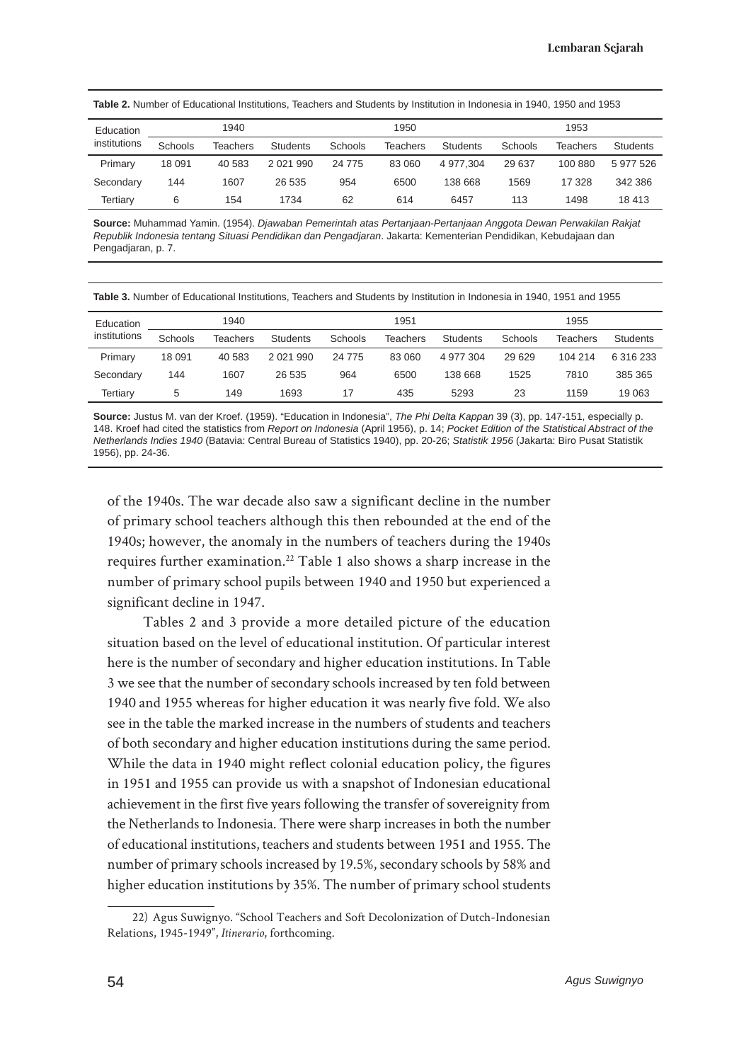**Table 2.** Number of Educational Institutions, Teachers and Students by Institution in Indonesia in 1940, 1950 and 1953

| Education institutions | 1940 | | | 1950 | | | 1953 | | |
|---|---|---|---|---|---|---|---|---|---|
| | Schools | Teachers | Students | Schools | Teachers | Students | Schools | Teachers | Students |
| Primary | 18 091 | 40 583 | 2 021 990 | 24 775 | 83 060 | 4 977,304 | 29 637 | 100 880 | 5 977 526 |
| Secondary | 144 | 1607 | 26 535 | 954 | 6500 | 138 668 | 1569 | 17 328 | 342 386 |
| Tertiary | 6 | 154 | 1734 | 62 | 614 | 6457 | 113 | 1498 | 18 413 |

**Source:** Muhammad Yamin. (1954). *Djawaban Pemerintah atas Pertanjaan-Pertanjaan Anggota Dewan Perwakilan Rakjat Republik Indonesia tentang Situasi Pendidikan dan Pengadjaran*. Jakarta: Kementerian Pendidikan, Kebudajaan dan Pengadjaran, p. 7.

**Table 3.** Number of Educational Institutions, Teachers and Students by Institution in Indonesia in 1940, 1951 and 1955

| Education institutions | 1940 | | | 1951 | | | 1955 | | |
|---|---|---|---|---|---|---|---|---|---|
| | Schools | Teachers | Students | Schools | Teachers | Students | Schools | Teachers | Students |
| Primary | 18 091 | 40 583 | 2 021 990 | 24 775 | 83 060 | 4 977 304 | 29 629 | 104 214 | 6 316 233 |
| Secondary | 144 | 1607 | 26 535 | 964 | 6500 | 138 668 | 1525 | 7810 | 385 365 |
| Tertiary | 5 | 149 | 1693 | 17 | 435 | 5293 | 23 | 1159 | 19 063 |

**Source:** Justus M. van der Kroef. (1959). "Education in Indonesia", *The Phi Delta Kappan* 39 (3), pp. 147-151, especially p. 148. Kroef had cited the statistics from *Report on Indonesia* (April 1956), p. 14; *Pocket Edition of the Statistical Abstract of the Netherlands Indies 1940* (Batavia: Central Bureau of Statistics 1940), pp. 20-26; *Statistik 1956* (Jakarta: Biro Pusat Statistik 1956), pp. 24-36.

of the 1940s. The war decade also saw a significant decline in the number of primary school teachers although this then rebounded at the end of the 1940s; however, the anomaly in the numbers of teachers during the 1940s requires further examination.[22] Table 1 also shows a sharp increase in the number of primary school pupils between 1940 and 1950 but experienced a significant decline in 1947.

Tables 2 and 3 provide a more detailed picture of the education situation based on the level of educational institution. Of particular interest here is the number of secondary and higher education institutions. In Table 3 we see that the number of secondary schools increased by ten fold between 1940 and 1955 whereas for higher education it was nearly five fold. We also see in the table the marked increase in the numbers of students and teachers of both secondary and higher education institutions during the same period. While the data in 1940 might reflect colonial education policy, the figures in 1951 and 1955 can provide us with a snapshot of Indonesian educational achievement in the first five years following the transfer of sovereignity from the Netherlands to Indonesia. There were sharp increases in both the number of educational institutions, teachers and students between 1951 and 1955. The number of primary schools increased by 19.5%, secondary schools by 58% and higher education institutions by 35%. The number of primary school students

22) Agus Suwignyo. "School Teachers and Soft Decolonization of Dutch-Indonesian Relations, 1945-1949", *Itinerario*, forthcoming.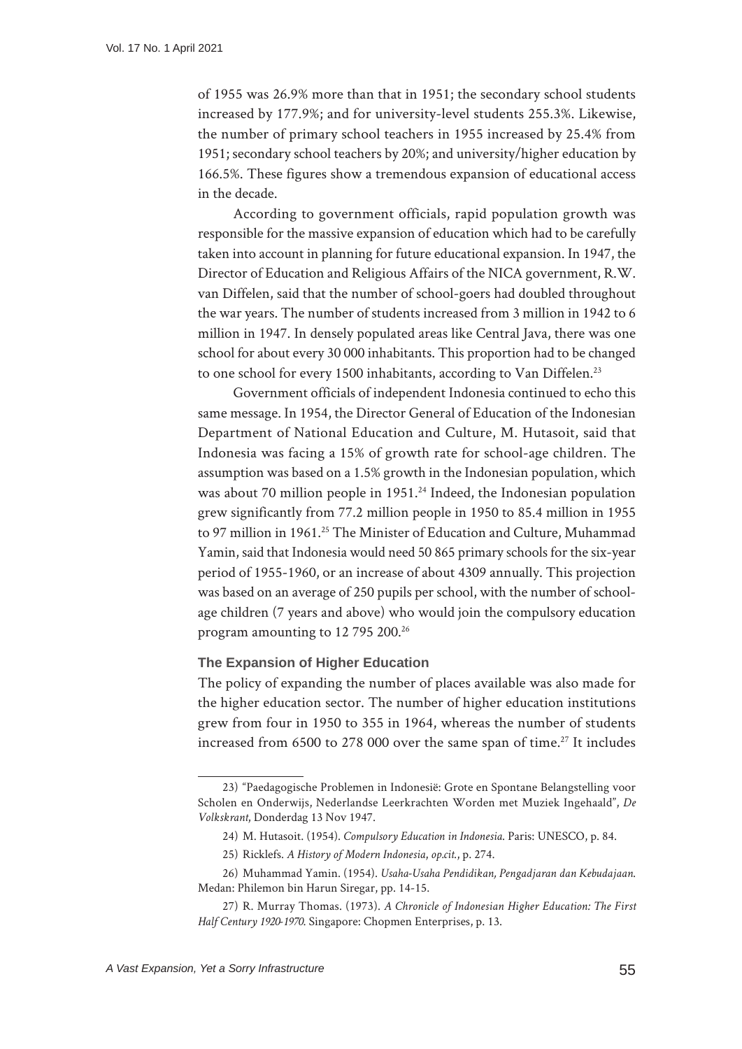of 1955 was 26.9% more than that in 1951; the secondary school students increased by 177.9%; and for university-level students 255.3%. Likewise, the number of primary school teachers in 1955 increased by 25.4% from 1951; secondary school teachers by 20%; and university/higher education by 166.5%. These figures show a tremendous expansion of educational access in the decade.

According to government officials, rapid population growth was responsible for the massive expansion of education which had to be carefully taken into account in planning for future educational expansion. In 1947, the Director of Education and Religious Affairs of the NICA government, R.W. van Diffelen, said that the number of school-goers had doubled throughout the war years. The number of students increased from 3 million in 1942 to 6 million in 1947. In densely populated areas like Central Java, there was one school for about every 30 000 inhabitants. This proportion had to be changed to one school for every 1500 inhabitants, according to Van Diffelen.[23]

Government officials of independent Indonesia continued to echo this same message. In 1954, the Director General of Education of the Indonesian Department of National Education and Culture, M. Hutasoit, said that Indonesia was facing a 15% of growth rate for school-age children. The assumption was based on a 1.5% growth in the Indonesian population, which was about 70 million people in 1951.[24] Indeed, the Indonesian population grew significantly from 77.2 million people in 1950 to 85.4 million in 1955 to 97 million in 1961.[25] The Minister of Education and Culture, Muhammad Yamin, said that Indonesia would need 50 865 primary schools for the six-year period of 1955-1960, or an increase of about 4309 annually. This projection was based on an average of 250 pupils per school, with the number of school-age children (7 years and above) who would join the compulsory education program amounting to 12 795 200.[26]

### The Expansion of Higher Education

The policy of expanding the number of places available was also made for the higher education sector. The number of higher education institutions grew from four in 1950 to 355 in 1964, whereas the number of students increased from 6500 to 278 000 over the same span of time.[27] It includes

---

23) "Paedagogische Problemen in Indonesië: Grote en Spontane Belangstelling voor Scholen en Onderwijs, Nederlandse Leerkrachten Worden met Muziek Ingehaald", *De Volkskrant*, Donderdag 13 Nov 1947.

24) M. Hutasoit. (1954). *Compulsory Education in Indonesia.* Paris: UNESCO, p. 84.

25) Ricklefs. *A History of Modern Indonesia*, *op.cit.*, p. 274.

26) Muhammad Yamin. (1954). *Usaha-Usaha Pendidikan, Pengadjaran dan Kebudajaan.* Medan: Philemon bin Harun Siregar, pp. 14-15.

27) R. Murray Thomas. (1973). *A Chronicle of Indonesian Higher Education: The First Half Century 1920-1970.* Singapore: Chopmen Enterprises, p. 13.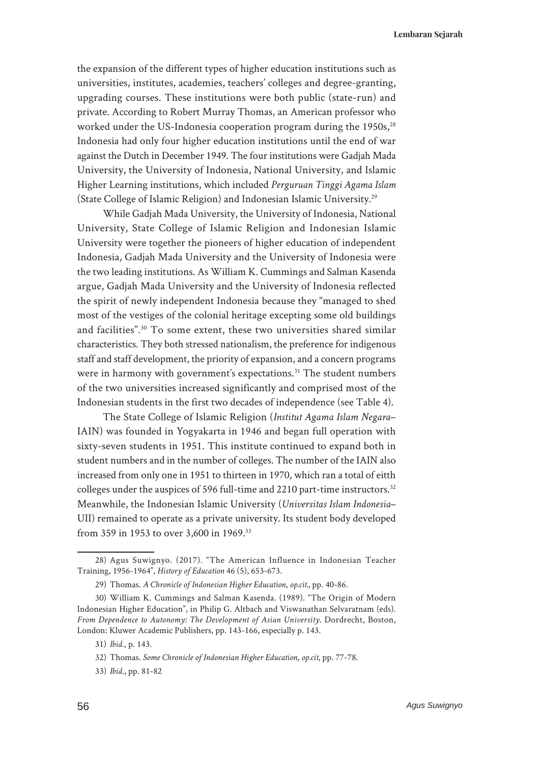the expansion of the different types of higher education institutions such as universities, institutes, academies, teachers' colleges and degree-granting, upgrading courses. These institutions were both public (state-run) and private. According to Robert Murray Thomas, an American professor who worked under the US-Indonesia cooperation program during the 1950s,[28] Indonesia had only four higher education institutions until the end of war against the Dutch in December 1949. The four institutions were Gadjah Mada University, the University of Indonesia, National University, and Islamic Higher Learning institutions, which included *Perguruan Tinggi Agama Islam* (State College of Islamic Religion) and Indonesian Islamic University.[29]

While Gadjah Mada University, the University of Indonesia, National University, State College of Islamic Religion and Indonesian Islamic University were together the pioneers of higher education of independent Indonesia, Gadjah Mada University and the University of Indonesia were the two leading institutions. As William K. Cummings and Salman Kasenda argue, Gadjah Mada University and the University of Indonesia reflected the spirit of newly independent Indonesia because they "managed to shed most of the vestiges of the colonial heritage excepting some old buildings and facilities".[30] To some extent, these two universities shared similar characteristics. They both stressed nationalism, the preference for indigenous staff and staff development, the priority of expansion, and a concern programs were in harmony with government's expectations.[31] The student numbers of the two universities increased significantly and comprised most of the Indonesian students in the first two decades of independence (see Table 4).

The State College of Islamic Religion (*Institut Agama Islam Negara*–IAIN) was founded in Yogyakarta in 1946 and began full operation with sixty-seven students in 1951. This institute continued to expand both in student numbers and in the number of colleges. The number of the IAIN also increased from only one in 1951 to thirteen in 1970, which ran a total of eitth colleges under the auspices of 596 full-time and 2210 part-time instructors.[32] Meanwhile, the Indonesian Islamic University (*Universitas Islam Indonesia*–UII) remained to operate as a private university. Its student body developed from 359 in 1953 to over 3,600 in 1969.[33]

---

28) Agus Suwignyo. (2017). "The American Influence in Indonesian Teacher Training, 1956-1964", *History of Education* 46 (5), 653-673.

29) Thomas. *A Chronicle of Indonesian Higher Education*, *op.cit.*, pp. 40-86.

30) William K. Cummings and Salman Kasenda. (1989). "The Origin of Modern Indonesian Higher Education", in Philip G. Altbach and Viswanathan Selvaratnam (eds). *From Dependence to Autonomy: The Development of Asian University*. Dordrecht, Boston, London: Kluwer Academic Publishers, pp. 143-166, especially p. 143.

31) *Ibid.*, p. 143.

32) Thomas. *Some Chronicle of Indonesian Higher Education*, *op.cit*, pp. 77-78.

33) *Ibid.*, pp. 81-82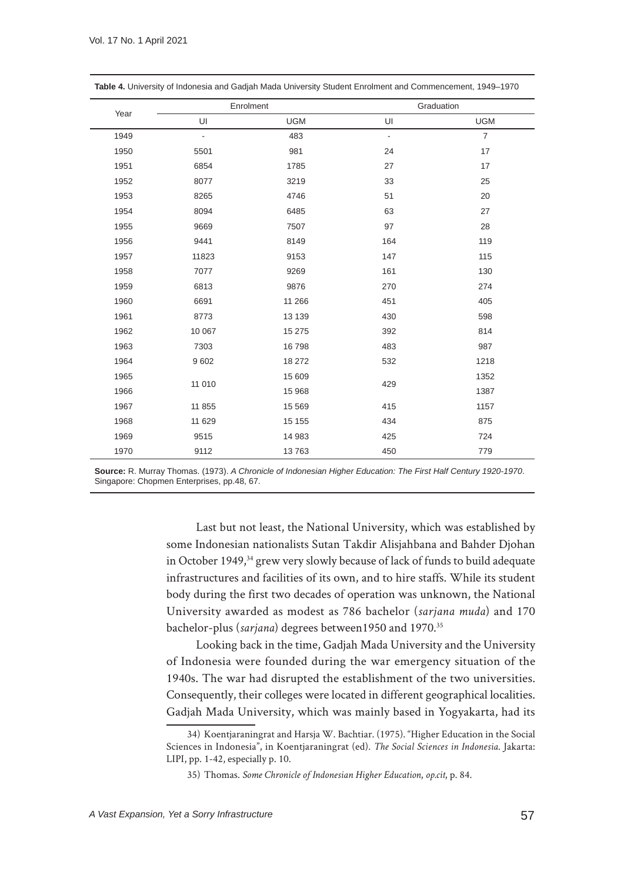**Table 4.** University of Indonesia and Gadjah Mada University Student Enrolment and Commencement, 1949–1970

| Year | Enrolment | | Graduation | |
|---|---|---|---|---|
| | UI | UGM | UI | UGM |
| 1949 | - | 483 | - | 7 |
| 1950 | 5501 | 981 | 24 | 17 |
| 1951 | 6854 | 1785 | 27 | 17 |
| 1952 | 8077 | 3219 | 33 | 25 |
| 1953 | 8265 | 4746 | 51 | 20 |
| 1954 | 8094 | 6485 | 63 | 27 |
| 1955 | 9669 | 7507 | 97 | 28 |
| 1956 | 9441 | 8149 | 164 | 119 |
| 1957 | 11823 | 9153 | 147 | 115 |
| 1958 | 7077 | 9269 | 161 | 130 |
| 1959 | 6813 | 9876 | 270 | 274 |
| 1960 | 6691 | 11 266 | 451 | 405 |
| 1961 | 8773 | 13 139 | 430 | 598 |
| 1962 | 10 067 | 15 275 | 392 | 814 |
| 1963 | 7303 | 16 798 | 483 | 987 |
| 1964 | 9 602 | 18 272 | 532 | 1218 |
| 1965 | 11 010 | 15 609 | 429 | 1352 |
| 1966 | | 15 968 | | 1387 |
| 1967 | 11 855 | 15 569 | 415 | 1157 |
| 1968 | 11 629 | 15 155 | 434 | 875 |
| 1969 | 9515 | 14 983 | 425 | 724 |
| 1970 | 9112 | 13 763 | 450 | 779 |

**Source:** R. Murray Thomas. (1973). *A Chronicle of Indonesian Higher Education: The First Half Century 1920-1970*. Singapore: Chopmen Enterprises, pp.48, 67.

Last but not least, the National University, which was established by some Indonesian nationalists Sutan Takdir Alisjahbana and Bahder Djohan in October 1949,[34] grew very slowly because of lack of funds to build adequate infrastructures and facilities of its own, and to hire staffs. While its student body during the first two decades of operation was unknown, the National University awarded as modest as 786 bachelor (*sarjana muda*) and 170 bachelor-plus (*sarjana*) degrees between1950 and 1970.[35]

Looking back in the time, Gadjah Mada University and the University of Indonesia were founded during the war emergency situation of the 1940s. The war had disrupted the establishment of the two universities. Consequently, their colleges were located in different geographical localities. Gadjah Mada University, which was mainly based in Yogyakarta, had its

34) Koentjaraningrat and Harsja W. Bachtiar. (1975). "Higher Education in the Social Sciences in Indonesia", in Koentjaraningrat (ed). *The Social Sciences in Indonesia.* Jakarta: LIPI, pp. 1-42, especially p. 10.

35) Thomas. *Some Chronicle of Indonesian Higher Education, op.cit,* p. 84.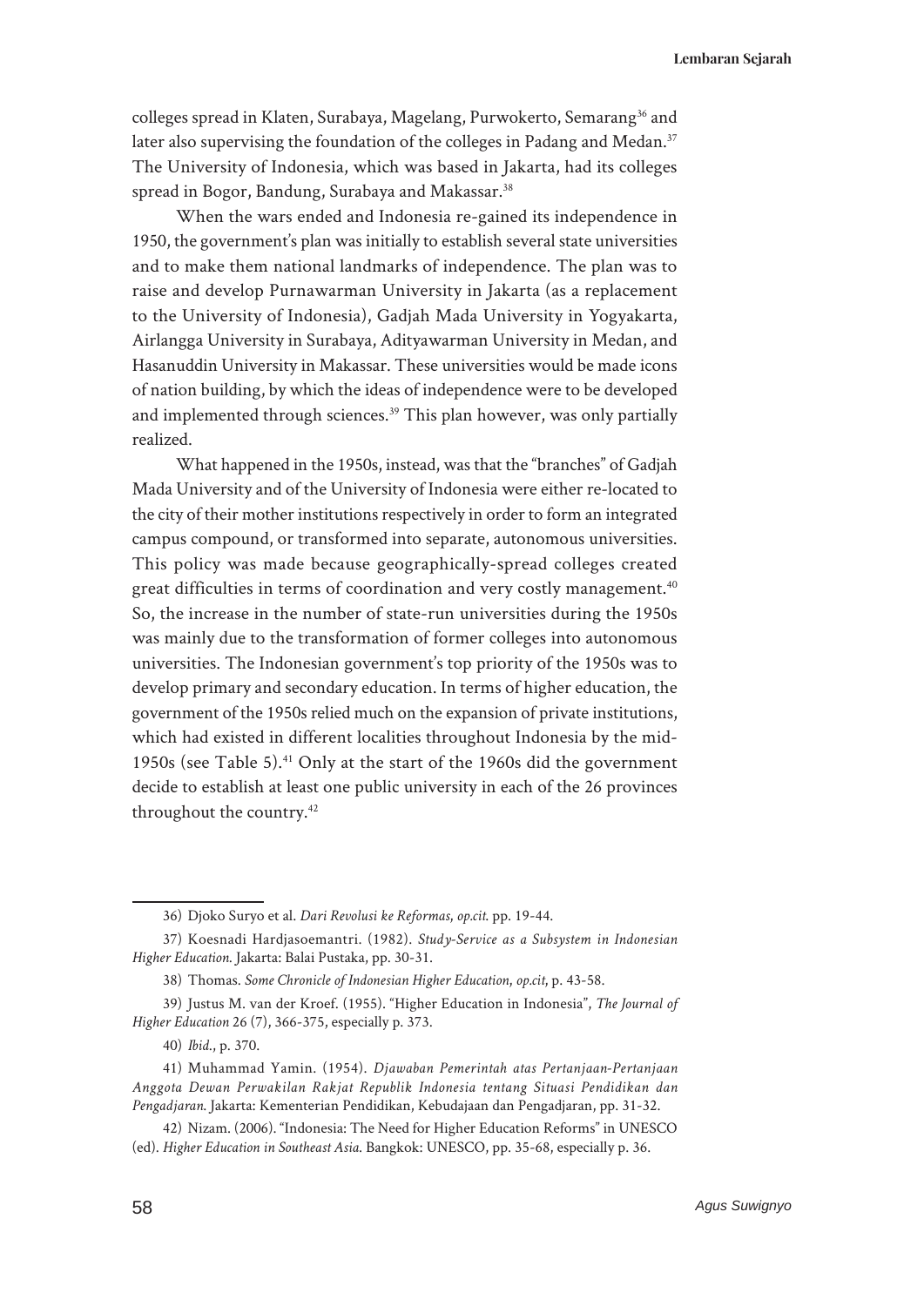colleges spread in Klaten, Surabaya, Magelang, Purwokerto, Semarang[36] and later also supervising the foundation of the colleges in Padang and Medan.[37] The University of Indonesia, which was based in Jakarta, had its colleges spread in Bogor, Bandung, Surabaya and Makassar.[38]

When the wars ended and Indonesia re-gained its independence in 1950, the government's plan was initially to establish several state universities and to make them national landmarks of independence. The plan was to raise and develop Purnawarman University in Jakarta (as a replacement to the University of Indonesia), Gadjah Mada University in Yogyakarta, Airlangga University in Surabaya, Adityawarman University in Medan, and Hasanuddin University in Makassar. These universities would be made icons of nation building, by which the ideas of independence were to be developed and implemented through sciences.[39] This plan however, was only partially realized.

What happened in the 1950s, instead, was that the "branches" of Gadjah Mada University and of the University of Indonesia were either re-located to the city of their mother institutions respectively in order to form an integrated campus compound, or transformed into separate, autonomous universities. This policy was made because geographically-spread colleges created great difficulties in terms of coordination and very costly management.[40] So, the increase in the number of state-run universities during the 1950s was mainly due to the transformation of former colleges into autonomous universities. The Indonesian government's top priority of the 1950s was to develop primary and secondary education. In terms of higher education, the government of the 1950s relied much on the expansion of private institutions, which had existed in different localities throughout Indonesia by the mid-1950s (see Table 5).[41] Only at the start of the 1960s did the government decide to establish at least one public university in each of the 26 provinces throughout the country.[42]

---

36) Djoko Suryo et al. *Dari Revolusi ke Reformas, op.cit.* pp. 19-44.

37) Koesnadi Hardjasoemantri. (1982). *Study-Service as a Subsystem in Indonesian Higher Education.* Jakarta: Balai Pustaka, pp. 30-31.

38) Thomas. *Some Chronicle of Indonesian Higher Education, op.cit*, p. 43-58.

39) Justus M. van der Kroef. (1955). "Higher Education in Indonesia", *The Journal of Higher Education* 26 (7), 366-375, especially p. 373.

40) *Ibid.*, p. 370.

41) Muhammad Yamin. (1954). *Djawaban Pemerintah atas Pertanjaan-Pertanjaan Anggota Dewan Perwakilan Rakjat Republik Indonesia tentang Situasi Pendidikan dan Pengadjaran.* Jakarta: Kementerian Pendidikan, Kebudajaan dan Pengadjaran, pp. 31-32.

42) Nizam. (2006). "Indonesia: The Need for Higher Education Reforms" in UNESCO (ed). *Higher Education in Southeast Asia.* Bangkok: UNESCO, pp. 35-68, especially p. 36.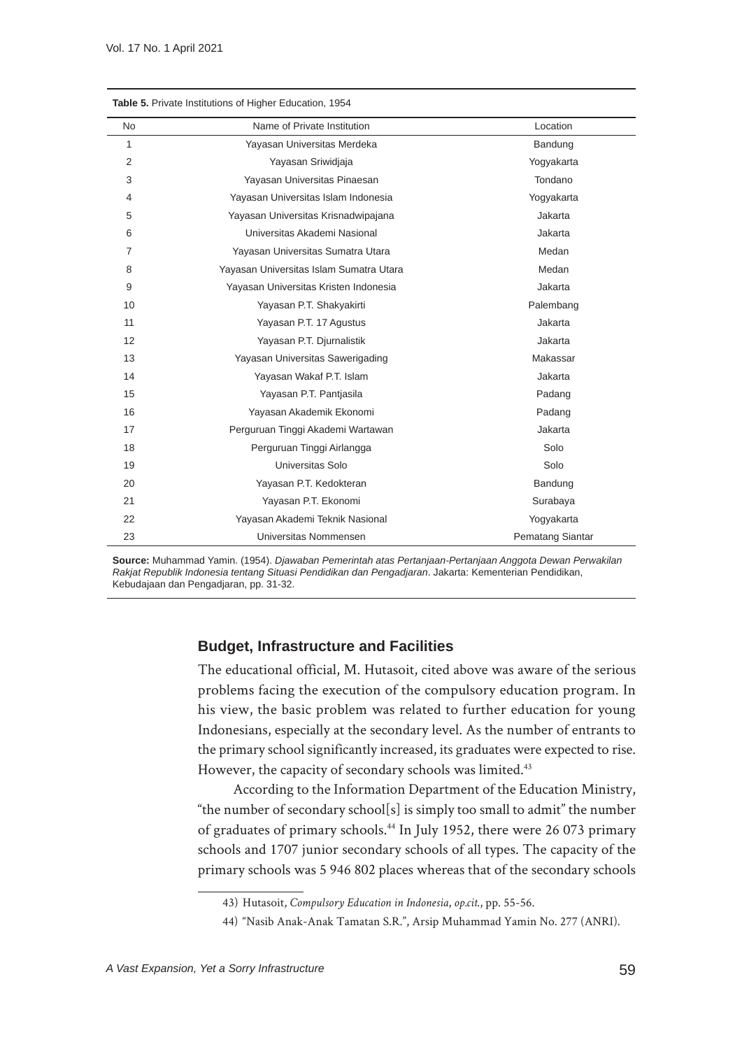**Table 5.** Private Institutions of Higher Education, 1954

| No | Name of Private Institution | Location |
|---|---|---|
| 1 | Yayasan Universitas Merdeka | Bandung |
| 2 | Yayasan Sriwidjaja | Yogyakarta |
| 3 | Yayasan Universitas Pinaesan | Tondano |
| 4 | Yayasan Universitas Islam Indonesia | Yogyakarta |
| 5 | Yayasan Universitas Krisnadwipajana | Jakarta |
| 6 | Universitas Akademi Nasional | Jakarta |
| 7 | Yayasan Universitas Sumatra Utara | Medan |
| 8 | Yayasan Universitas Islam Sumatra Utara | Medan |
| 9 | Yayasan Universitas Kristen Indonesia | Jakarta |
| 10 | Yayasan P.T. Shakyakirti | Palembang |
| 11 | Yayasan P.T. 17 Agustus | Jakarta |
| 12 | Yayasan P.T. Djurnalistik | Jakarta |
| 13 | Yayasan Universitas Sawerigading | Makassar |
| 14 | Yayasan Wakaf P.T. Islam | Jakarta |
| 15 | Yayasan P.T. Pantjasila | Padang |
| 16 | Yayasan Akademik Ekonomi | Padang |
| 17 | Perguruan Tinggi Akademi Wartawan | Jakarta |
| 18 | Perguruan Tinggi Airlangga | Solo |
| 19 | Universitas Solo | Solo |
| 20 | Yayasan P.T. Kedokteran | Bandung |
| 21 | Yayasan P.T. Ekonomi | Surabaya |
| 22 | Yayasan Akademi Teknik Nasional | Yogyakarta |
| 23 | Universitas Nommensen | Pematang Siantar |

**Source:** Muhammad Yamin. (1954). *Djawaban Pemerintah atas Pertanjaan-Pertanjaan Anggota Dewan Perwakilan Rakjat Republik Indonesia tentang Situasi Pendidikan dan Pengadjaran*. Jakarta: Kementerian Pendidikan, Kebudajaan dan Pengadjaran, pp. 31-32.

### Budget, Infrastructure and Facilities

The educational official, M. Hutasoit, cited above was aware of the serious problems facing the execution of the compulsory education program. In his view, the basic problem was related to further education for young Indonesians, especially at the secondary level. As the number of entrants to the primary school significantly increased, its graduates were expected to rise. However, the capacity of secondary schools was limited.[43]

According to the Information Department of the Education Ministry, "the number of secondary school[s] is simply too small to admit" the number of graduates of primary schools.[44] In July 1952, there were 26 073 primary schools and 1707 junior secondary schools of all types. The capacity of the primary schools was 5 946 802 places whereas that of the secondary schools

43) Hutasoit, *Compulsory Education in Indonesia*, *op.cit.*, pp. 55-56.

44) "Nasib Anak-Anak Tamatan S.R.", Arsip Muhammad Yamin No. 277 (ANRI).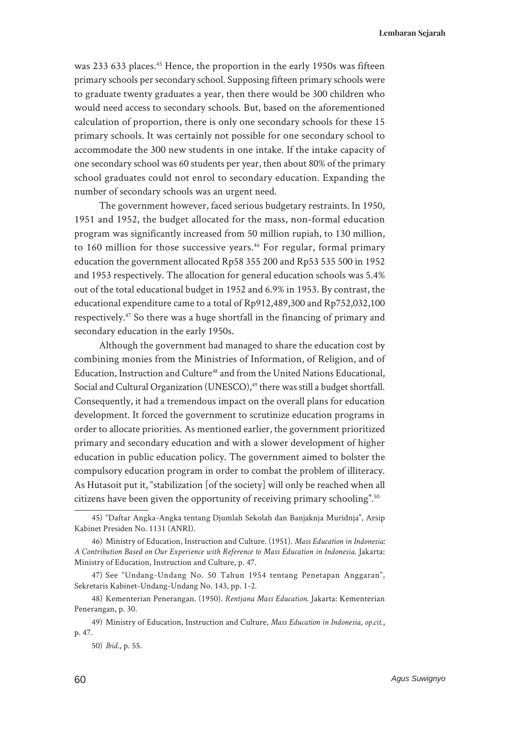was 233 633 places.[45] Hence, the proportion in the early 1950s was fifteen primary schools per secondary school. Supposing fifteen primary schools were to graduate twenty graduates a year, then there would be 300 children who would need access to secondary schools. But, based on the aforementioned calculation of proportion, there is only one secondary schools for these 15 primary schools. It was certainly not possible for one secondary school to accommodate the 300 new students in one intake. If the intake capacity of one secondary school was 60 students per year, then about 80% of the primary school graduates could not enrol to secondary education. Expanding the number of secondary schools was an urgent need.

The government however, faced serious budgetary restraints. In 1950, 1951 and 1952, the budget allocated for the mass, non-formal education program was significantly increased from 50 million rupiah, to 130 million, to 160 million for those successive years.[46] For regular, formal primary education the government allocated Rp58 355 200 and Rp53 535 500 in 1952 and 1953 respectively. The allocation for general education schools was 5.4% out of the total educational budget in 1952 and 6.9% in 1953. By contrast, the educational expenditure came to a total of Rp912,489,300 and Rp752,032,100 respectively.[47] So there was a huge shortfall in the financing of primary and secondary education in the early 1950s.

Although the government had managed to share the education cost by combining monies from the Ministries of Information, of Religion, and of Education, Instruction and Culture[48] and from the United Nations Educational, Social and Cultural Organization (UNESCO),[49] there was still a budget shortfall. Consequently, it had a tremendous impact on the overall plans for education development. It forced the government to scrutinize education programs in order to allocate priorities. As mentioned earlier, the government prioritized primary and secondary education and with a slower development of higher education in public education policy. The government aimed to bolster the compulsory education program in order to combat the problem of illiteracy. As Hutasoit put it, "stabilization [of the society] will only be reached when all citizens have been given the opportunity of receiving primary schooling".[50]

---

45) "Daftar Angka-Angka tentang Djumlah Sekolah dan Banjaknja Muridnja", Arsip Kabinet Presiden No. 1131 (ANRI).

46) Ministry of Education, Instruction and Culture. (1951). *Mass Education in Indonesia: A Contribution Based on Our Experience with Reference to Mass Education in Indonesia*. Jakarta: Ministry of Education, Instruction and Culture, p. 47.

47) See "Undang-Undang No. 50 Tahun 1954 tentang Penetapan Anggaran", Sekretaris Kabinet-Undang-Undang No. 143, pp. 1-2.

48) Kementerian Penerangan. (1950). *Rentjana Mass Education*. Jakarta: Kementerian Penerangan, p. 30.

49) Ministry of Education, Instruction and Culture, *Mass Education in Indonesia*, *op.cit.*, p. 47.

50) *Ibid.*, p. 55.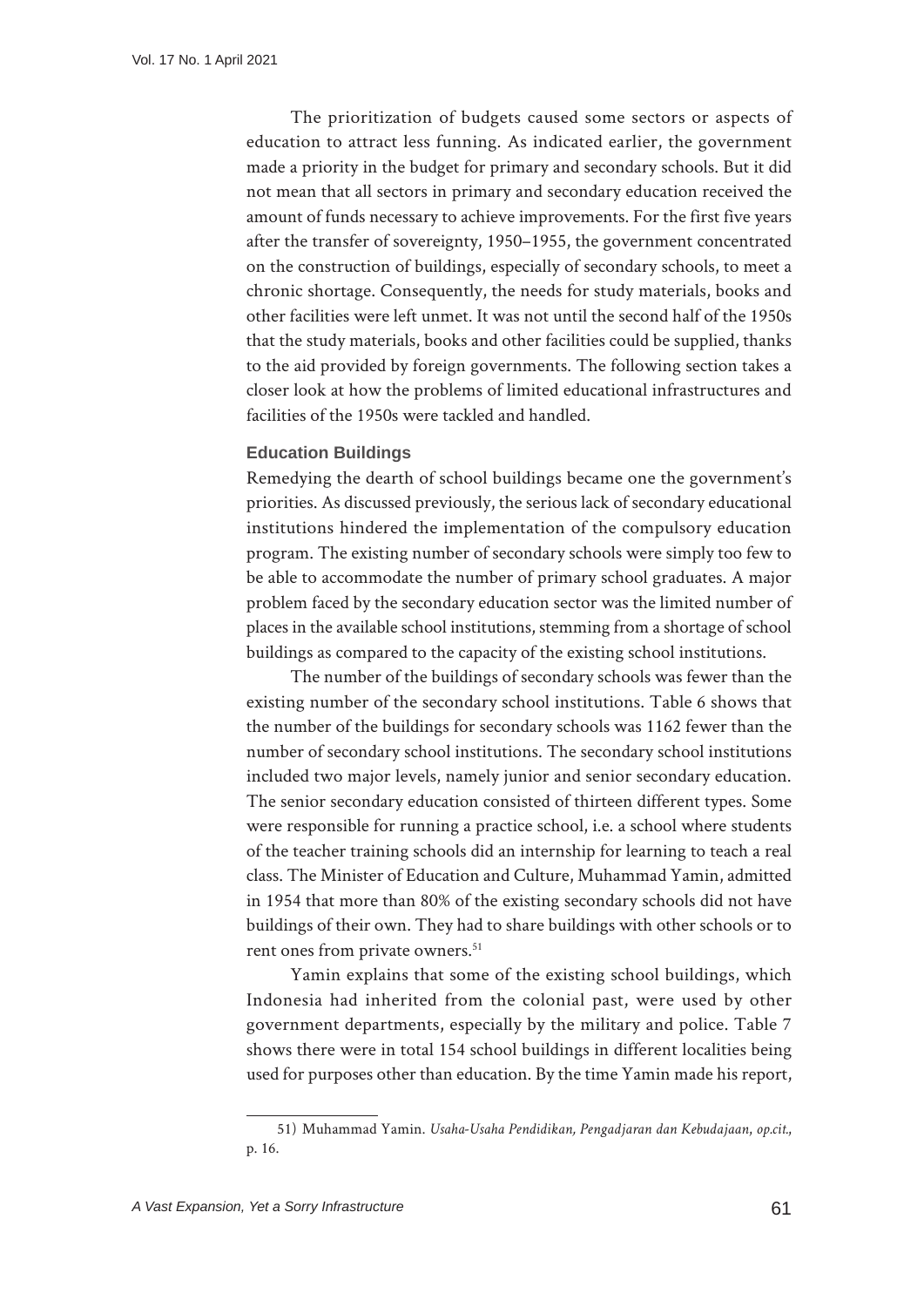The prioritization of budgets caused some sectors or aspects of education to attract less funning. As indicated earlier, the government made a priority in the budget for primary and secondary schools. But it did not mean that all sectors in primary and secondary education received the amount of funds necessary to achieve improvements. For the first five years after the transfer of sovereignty, 1950–1955, the government concentrated on the construction of buildings, especially of secondary schools, to meet a chronic shortage. Consequently, the needs for study materials, books and other facilities were left unmet. It was not until the second half of the 1950s that the study materials, books and other facilities could be supplied, thanks to the aid provided by foreign governments. The following section takes a closer look at how the problems of limited educational infrastructures and facilities of the 1950s were tackled and handled.

### Education Buildings

Remedying the dearth of school buildings became one the government's priorities. As discussed previously, the serious lack of secondary educational institutions hindered the implementation of the compulsory education program. The existing number of secondary schools were simply too few to be able to accommodate the number of primary school graduates. A major problem faced by the secondary education sector was the limited number of places in the available school institutions, stemming from a shortage of school buildings as compared to the capacity of the existing school institutions.

The number of the buildings of secondary schools was fewer than the existing number of the secondary school institutions. Table 6 shows that the number of the buildings for secondary schools was 1162 fewer than the number of secondary school institutions. The secondary school institutions included two major levels, namely junior and senior secondary education. The senior secondary education consisted of thirteen different types. Some were responsible for running a practice school, i.e. a school where students of the teacher training schools did an internship for learning to teach a real class. The Minister of Education and Culture, Muhammad Yamin, admitted in 1954 that more than 80% of the existing secondary schools did not have buildings of their own. They had to share buildings with other schools or to rent ones from private owners.[51]

Yamin explains that some of the existing school buildings, which Indonesia had inherited from the colonial past, were used by other government departments, especially by the military and police. Table 7 shows there were in total 154 school buildings in different localities being used for purposes other than education. By the time Yamin made his report,

51) Muhammad Yamin. *Usaha-Usaha Pendidikan, Pengadjaran dan Kebudajaan*, *op.cit.*, p. 16.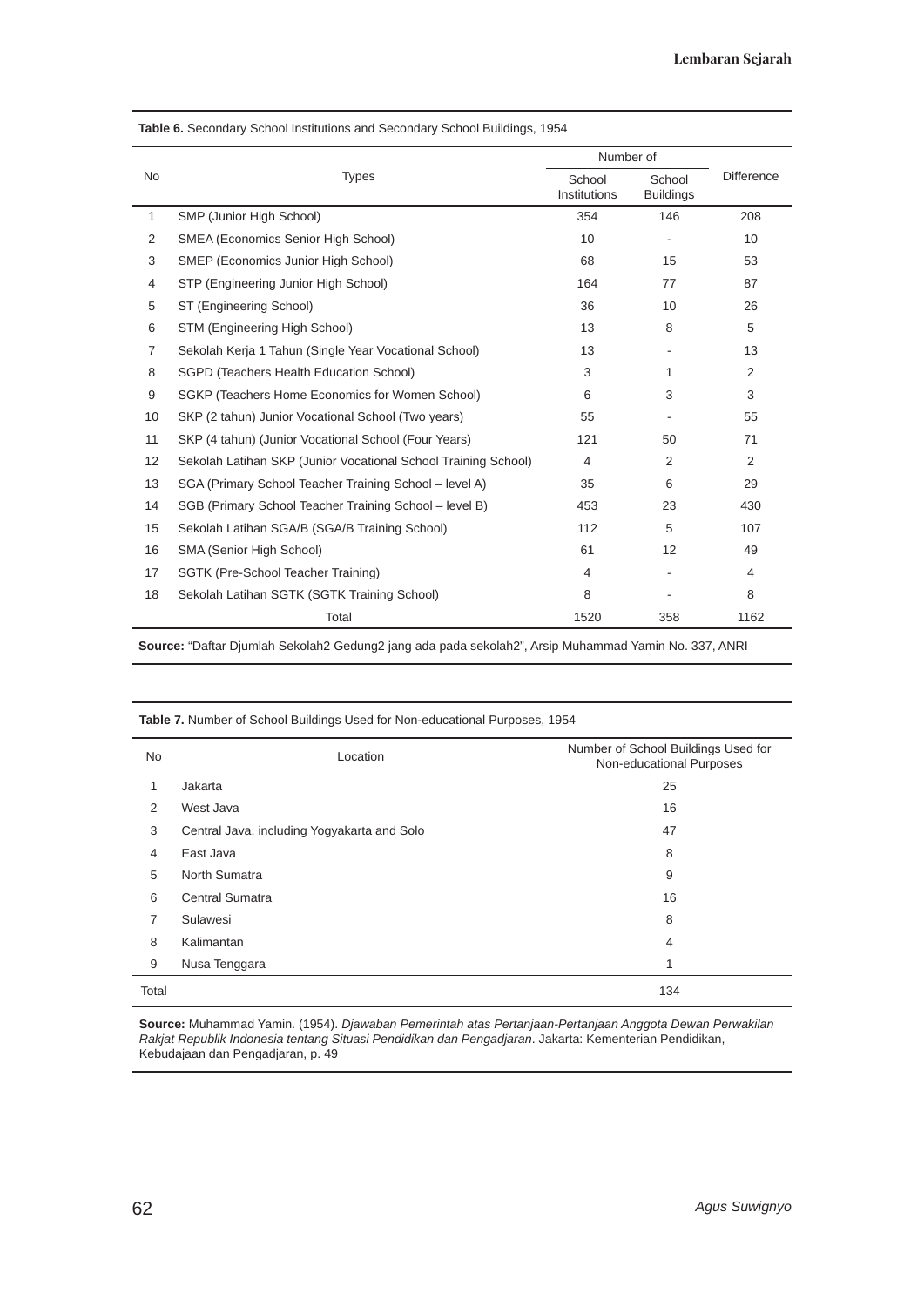**Table 6.** Secondary School Institutions and Secondary School Buildings, 1954

| No | Types | Number of | | Difference |
|---|---|---|---|---|
| | | School Institutions | School Buildings | |
| 1 | SMP (Junior High School) | 354 | 146 | 208 |
| 2 | SMEA (Economics Senior High School) | 10 | - | 10 |
| 3 | SMEP (Economics Junior High School) | 68 | 15 | 53 |
| 4 | STP (Engineering Junior High School) | 164 | 77 | 87 |
| 5 | ST (Engineering School) | 36 | 10 | 26 |
| 6 | STM (Engineering High School) | 13 | 8 | 5 |
| 7 | Sekolah Kerja 1 Tahun (Single Year Vocational School) | 13 | - | 13 |
| 8 | SGPD (Teachers Health Education School) | 3 | 1 | 2 |
| 9 | SGKP (Teachers Home Economics for Women School) | 6 | 3 | 3 |
| 10 | SKP (2 tahun) Junior Vocational School (Two years) | 55 | - | 55 |
| 11 | SKP (4 tahun) (Junior Vocational School (Four Years) | 121 | 50 | 71 |
| 12 | Sekolah Latihan SKP (Junior Vocational School Training School) | 4 | 2 | 2 |
| 13 | SGA (Primary School Teacher Training School – level A) | 35 | 6 | 29 |
| 14 | SGB (Primary School Teacher Training School – level B) | 453 | 23 | 430 |
| 15 | Sekolah Latihan SGA/B (SGA/B Training School) | 112 | 5 | 107 |
| 16 | SMA (Senior High School) | 61 | 12 | 49 |
| 17 | SGTK (Pre-School Teacher Training) | 4 | - | 4 |
| 18 | Sekolah Latihan SGTK (SGTK Training School) | 8 | - | 8 |
| | Total | 1520 | 358 | 1162 |

**Source:** "Daftar Djumlah Sekolah2 Gedung2 jang ada pada sekolah2", Arsip Muhammad Yamin No. 337, ANRI

**Table 7.** Number of School Buildings Used for Non-educational Purposes, 1954

| No | Location | Number of School Buildings Used for Non-educational Purposes |
|---|---|---|
| 1 | Jakarta | 25 |
| 2 | West Java | 16 |
| 3 | Central Java, including Yogyakarta and Solo | 47 |
| 4 | East Java | 8 |
| 5 | North Sumatra | 9 |
| 6 | Central Sumatra | 16 |
| 7 | Sulawesi | 8 |
| 8 | Kalimantan | 4 |
| 9 | Nusa Tenggara | 1 |
| Total | | 134 |

**Source:** Muhammad Yamin. (1954). *Djawaban Pemerintah atas Pertanjaan-Pertanjaan Anggota Dewan Perwakilan Rakjat Republik Indonesia tentang Situasi Pendidikan dan Pengadjaran*. Jakarta: Kementerian Pendidikan, Kebudajaan dan Pengadjaran, p. 49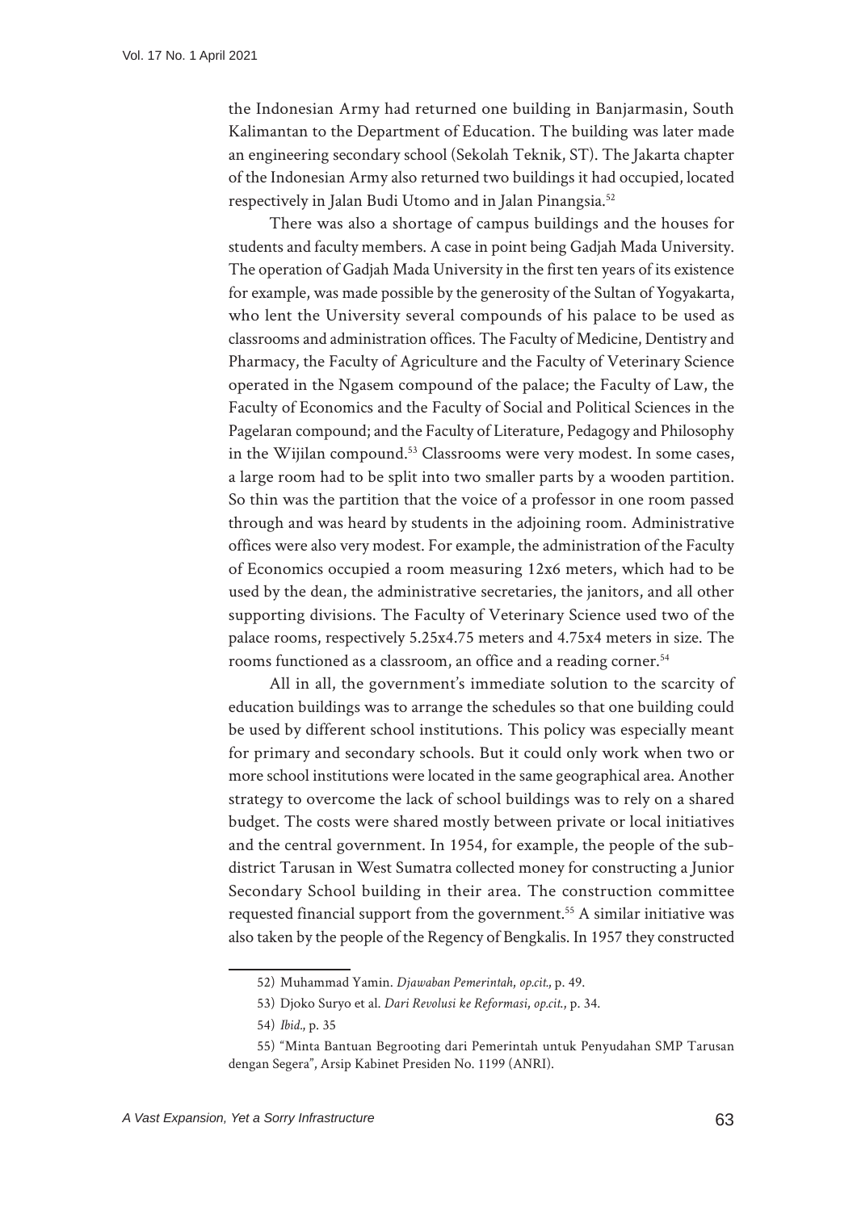the Indonesian Army had returned one building in Banjarmasin, South Kalimantan to the Department of Education. The building was later made an engineering secondary school (Sekolah Teknik, ST). The Jakarta chapter of the Indonesian Army also returned two buildings it had occupied, located respectively in Jalan Budi Utomo and in Jalan Pinangsia.[52]

There was also a shortage of campus buildings and the houses for students and faculty members. A case in point being Gadjah Mada University. The operation of Gadjah Mada University in the first ten years of its existence for example, was made possible by the generosity of the Sultan of Yogyakarta, who lent the University several compounds of his palace to be used as classrooms and administration offices. The Faculty of Medicine, Dentistry and Pharmacy, the Faculty of Agriculture and the Faculty of Veterinary Science operated in the Ngasem compound of the palace; the Faculty of Law, the Faculty of Economics and the Faculty of Social and Political Sciences in the Pagelaran compound; and the Faculty of Literature, Pedagogy and Philosophy in the Wijilan compound.[53] Classrooms were very modest. In some cases, a large room had to be split into two smaller parts by a wooden partition. So thin was the partition that the voice of a professor in one room passed through and was heard by students in the adjoining room. Administrative offices were also very modest. For example, the administration of the Faculty of Economics occupied a room measuring 12x6 meters, which had to be used by the dean, the administrative secretaries, the janitors, and all other supporting divisions. The Faculty of Veterinary Science used two of the palace rooms, respectively 5.25x4.75 meters and 4.75x4 meters in size. The rooms functioned as a classroom, an office and a reading corner.[54]

All in all, the government's immediate solution to the scarcity of education buildings was to arrange the schedules so that one building could be used by different school institutions. This policy was especially meant for primary and secondary schools. But it could only work when two or more school institutions were located in the same geographical area. Another strategy to overcome the lack of school buildings was to rely on a shared budget. The costs were shared mostly between private or local initiatives and the central government. In 1954, for example, the people of the sub-district Tarusan in West Sumatra collected money for constructing a Junior Secondary School building in their area. The construction committee requested financial support from the government.[55] A similar initiative was also taken by the people of the Regency of Bengkalis. In 1957 they constructed

---

52) Muhammad Yamin. *Djawaban Pemerintah*, *op.cit.*, p. 49.

53) Djoko Suryo et al. *Dari Revolusi ke Reformasi*, *op.cit.*, p. 34.

54) *Ibid.*, p. 35

55) "Minta Bantuan Begrooting dari Pemerintah untuk Penyudahan SMP Tarusan dengan Segera", Arsip Kabinet Presiden No. 1199 (ANRI).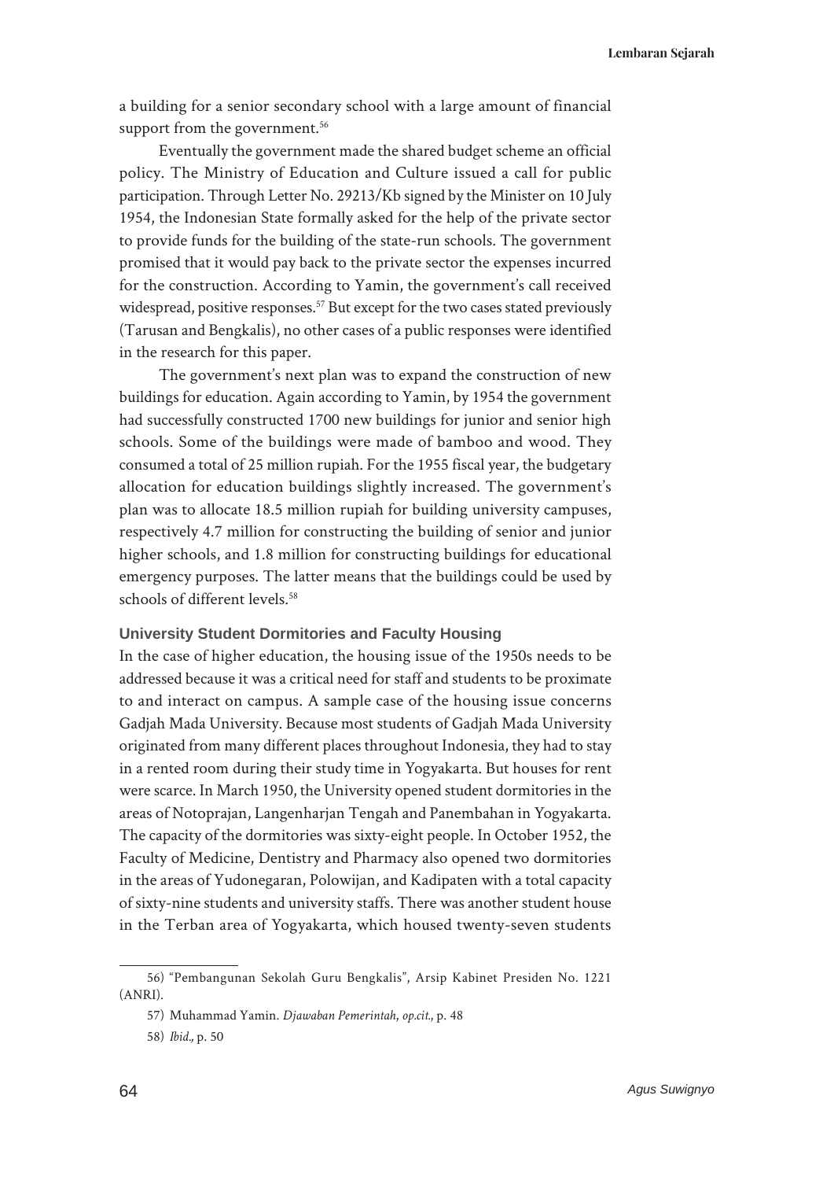a building for a senior secondary school with a large amount of financial support from the government.[56]

Eventually the government made the shared budget scheme an official policy. The Ministry of Education and Culture issued a call for public participation. Through Letter No. 29213/Kb signed by the Minister on 10 July 1954, the Indonesian State formally asked for the help of the private sector to provide funds for the building of the state-run schools. The government promised that it would pay back to the private sector the expenses incurred for the construction. According to Yamin, the government's call received widespread, positive responses.[57] But except for the two cases stated previously (Tarusan and Bengkalis), no other cases of a public responses were identified in the research for this paper.

The government's next plan was to expand the construction of new buildings for education. Again according to Yamin, by 1954 the government had successfully constructed 1700 new buildings for junior and senior high schools. Some of the buildings were made of bamboo and wood. They consumed a total of 25 million rupiah. For the 1955 fiscal year, the budgetary allocation for education buildings slightly increased. The government's plan was to allocate 18.5 million rupiah for building university campuses, respectively 4.7 million for constructing the building of senior and junior higher schools, and 1.8 million for constructing buildings for educational emergency purposes. The latter means that the buildings could be used by schools of different levels.[58]

### University Student Dormitories and Faculty Housing

In the case of higher education, the housing issue of the 1950s needs to be addressed because it was a critical need for staff and students to be proximate to and interact on campus. A sample case of the housing issue concerns Gadjah Mada University. Because most students of Gadjah Mada University originated from many different places throughout Indonesia, they had to stay in a rented room during their study time in Yogyakarta. But houses for rent were scarce. In March 1950, the University opened student dormitories in the areas of Notoprajan, Langenharjan Tengah and Panembahan in Yogyakarta. The capacity of the dormitories was sixty-eight people. In October 1952, the Faculty of Medicine, Dentistry and Pharmacy also opened two dormitories in the areas of Yudonegaran, Polowijan, and Kadipaten with a total capacity of sixty-nine students and university staffs. There was another student house in the Terban area of Yogyakarta, which housed twenty-seven students

---

56) "Pembangunan Sekolah Guru Bengkalis", Arsip Kabinet Presiden No. 1221 (ANRI).

57) Muhammad Yamin. *Djawaban Pemerintah*, *op.cit.*, p. 48

58) *Ibid.,* p. 50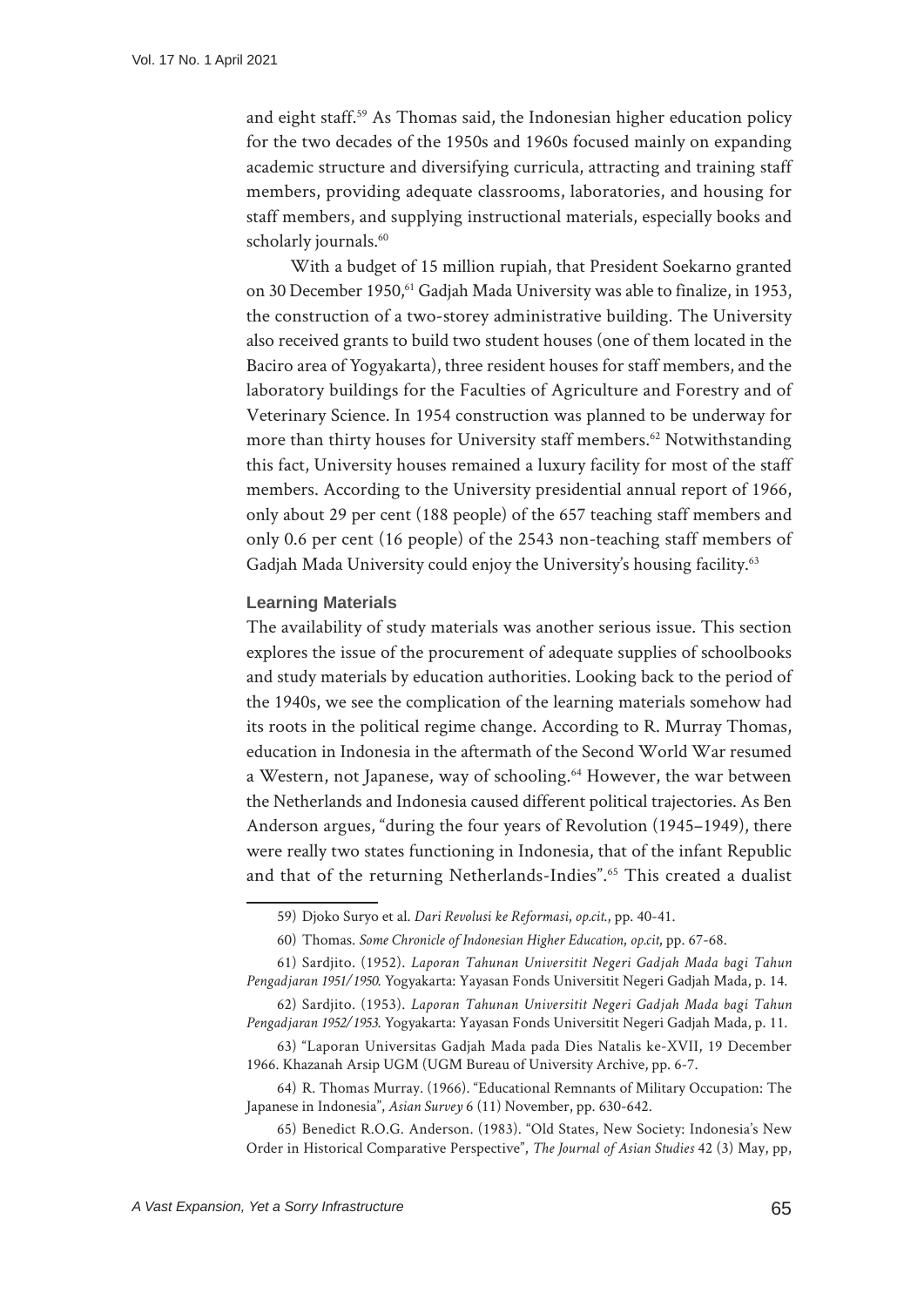and eight staff.[59] As Thomas said, the Indonesian higher education policy for the two decades of the 1950s and 1960s focused mainly on expanding academic structure and diversifying curricula, attracting and training staff members, providing adequate classrooms, laboratories, and housing for staff members, and supplying instructional materials, especially books and scholarly journals.[60]

With a budget of 15 million rupiah, that President Soekarno granted on 30 December 1950,[61] Gadjah Mada University was able to finalize, in 1953, the construction of a two-storey administrative building. The University also received grants to build two student houses (one of them located in the Baciro area of Yogyakarta), three resident houses for staff members, and the laboratory buildings for the Faculties of Agriculture and Forestry and of Veterinary Science. In 1954 construction was planned to be underway for more than thirty houses for University staff members.[62] Notwithstanding this fact, University houses remained a luxury facility for most of the staff members. According to the University presidential annual report of 1966, only about 29 per cent (188 people) of the 657 teaching staff members and only 0.6 per cent (16 people) of the 2543 non-teaching staff members of Gadjah Mada University could enjoy the University's housing facility.[63]

### Learning Materials

The availability of study materials was another serious issue. This section explores the issue of the procurement of adequate supplies of schoolbooks and study materials by education authorities. Looking back to the period of the 1940s, we see the complication of the learning materials somehow had its roots in the political regime change. According to R. Murray Thomas, education in Indonesia in the aftermath of the Second World War resumed a Western, not Japanese, way of schooling.[64] However, the war between the Netherlands and Indonesia caused different political trajectories. As Ben Anderson argues, "during the four years of Revolution (1945–1949), there were really two states functioning in Indonesia, that of the infant Republic and that of the returning Netherlands-Indies".[65] This created a dualist

---

59) Djoko Suryo et al. *Dari Revolusi ke Reformasi*, *op.cit.*, pp. 40-41.

60) Thomas. *Some Chronicle of Indonesian Higher Education*, *op.cit*, pp. 67-68.

61) Sardjito. (1952). *Laporan Tahunan Universitit Negeri Gadjah Mada bagi Tahun Pengadjaran 1951/1950.* Yogyakarta: Yayasan Fonds Universitit Negeri Gadjah Mada, p. 14.

62) Sardjito. (1953). *Laporan Tahunan Universitit Negeri Gadjah Mada bagi Tahun Pengadjaran 1952/1953.* Yogyakarta: Yayasan Fonds Universitit Negeri Gadjah Mada, p. 11.

63) "Laporan Universitas Gadjah Mada pada Dies Natalis ke-XVII, 19 December 1966. Khazanah Arsip UGM (UGM Bureau of University Archive, pp. 6-7.

64) R. Thomas Murray. (1966). "Educational Remnants of Military Occupation: The Japanese in Indonesia", *Asian Survey* 6 (11) November, pp. 630-642.

65) Benedict R.O.G. Anderson. (1983). "Old States, New Society: Indonesia's New Order in Historical Comparative Perspective", *The Journal of Asian Studies* 42 (3) May, pp,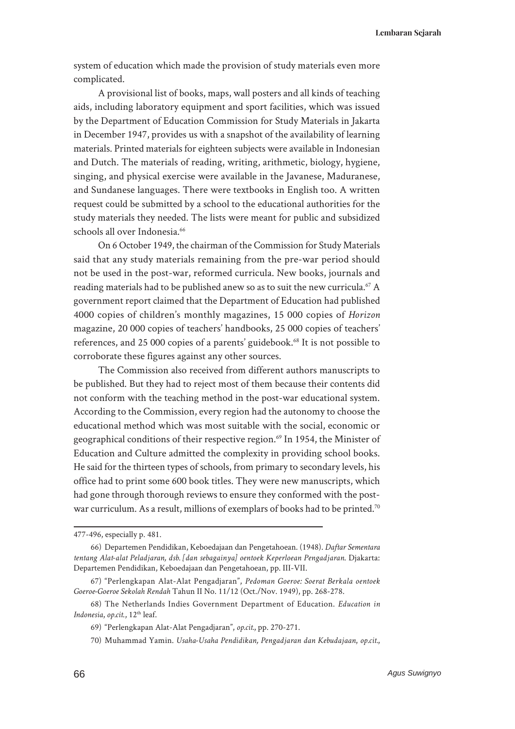system of education which made the provision of study materials even more complicated.

A provisional list of books, maps, wall posters and all kinds of teaching aids, including laboratory equipment and sport facilities, which was issued by the Department of Education Commission for Study Materials in Jakarta in December 1947, provides us with a snapshot of the availability of learning materials. Printed materials for eighteen subjects were available in Indonesian and Dutch. The materials of reading, writing, arithmetic, biology, hygiene, singing, and physical exercise were available in the Javanese, Maduranese, and Sundanese languages. There were textbooks in English too. A written request could be submitted by a school to the educational authorities for the study materials they needed. The lists were meant for public and subsidized schools all over Indonesia.[66]

On 6 October 1949, the chairman of the Commission for Study Materials said that any study materials remaining from the pre-war period should not be used in the post-war, reformed curricula. New books, journals and reading materials had to be published anew so as to suit the new curricula.[67] A government report claimed that the Department of Education had published 4000 copies of children's monthly magazines, 15 000 copies of *Horizon* magazine, 20 000 copies of teachers' handbooks, 25 000 copies of teachers' references, and 25 000 copies of a parents' guidebook.[68] It is not possible to corroborate these figures against any other sources.

The Commission also received from different authors manuscripts to be published. But they had to reject most of them because their contents did not conform with the teaching method in the post-war educational system. According to the Commission, every region had the autonomy to choose the educational method which was most suitable with the social, economic or geographical conditions of their respective region.[69] In 1954, the Minister of Education and Culture admitted the complexity in providing school books. He said for the thirteen types of schools, from primary to secondary levels, his office had to print some 600 book titles. They were new manuscripts, which had gone through thorough reviews to ensure they conformed with the post-war curriculum. As a result, millions of exemplars of books had to be printed.[70]

---

477-496, especially p. 481.

66) Departemen Pendidikan, Keboedajaan dan Pengetahoean. (1948). *Daftar Sementara tentang Alat-alat Peladjaran, dsb. [dan sebagainya] oentoek Keperloean Pengadjaran*. Djakarta: Departemen Pendidikan, Keboedajaan dan Pengetahoean, pp. III-VII.

67) "Perlengkapan Alat-Alat Pengadjaran", *Pedoman Goeroe: Soerat Berkala oentoek Goeroe-Goeroe Sekolah Rendah* Tahun II No. 11/12 (Oct./Nov. 1949), pp. 268-278.

68) The Netherlands Indies Government Department of Education. *Education in Indonesia*, *op.cit.*, 12th leaf.

69) "Perlengkapan Alat-Alat Pengadjaran", *op.cit.*, pp. 270-271.

70) Muhammad Yamin. *Usaha-Usaha Pendidikan, Pengadjaran dan Kebudajaan*, *op.cit.*,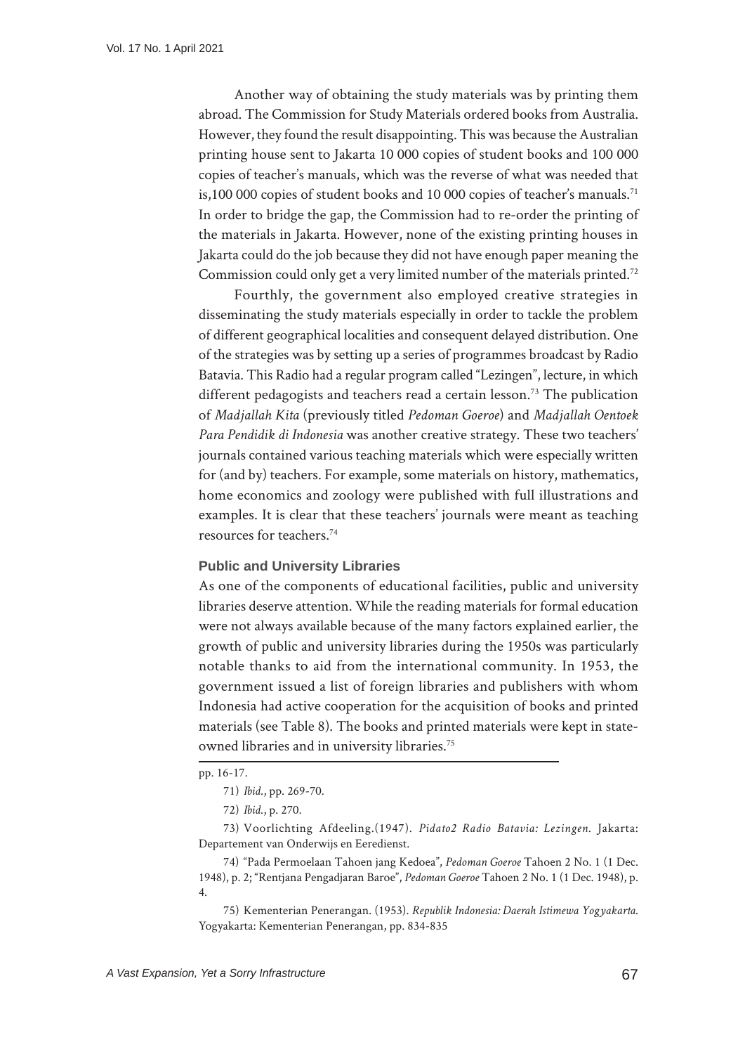Another way of obtaining the study materials was by printing them abroad. The Commission for Study Materials ordered books from Australia. However, they found the result disappointing. This was because the Australian printing house sent to Jakarta 10 000 copies of student books and 100 000 copies of teacher's manuals, which was the reverse of what was needed that is,100 000 copies of student books and 10 000 copies of teacher's manuals.[71] In order to bridge the gap, the Commission had to re-order the printing of the materials in Jakarta. However, none of the existing printing houses in Jakarta could do the job because they did not have enough paper meaning the Commission could only get a very limited number of the materials printed.[72]

Fourthly, the government also employed creative strategies in disseminating the study materials especially in order to tackle the problem of different geographical localities and consequent delayed distribution. One of the strategies was by setting up a series of programmes broadcast by Radio Batavia. This Radio had a regular program called "Lezingen", lecture, in which different pedagogists and teachers read a certain lesson.[73] The publication of *Madjallah Kita* (previously titled *Pedoman Goeroe*) and *Madjallah Oentoek Para Pendidik di Indonesia* was another creative strategy. These two teachers' journals contained various teaching materials which were especially written for (and by) teachers. For example, some materials on history, mathematics, home economics and zoology were published with full illustrations and examples. It is clear that these teachers' journals were meant as teaching resources for teachers.[74]

### Public and University Libraries

As one of the components of educational facilities, public and university libraries deserve attention. While the reading materials for formal education were not always available because of the many factors explained earlier, the growth of public and university libraries during the 1950s was particularly notable thanks to aid from the international community. In 1953, the government issued a list of foreign libraries and publishers with whom Indonesia had active cooperation for the acquisition of books and printed materials (see Table 8). The books and printed materials were kept in state-owned libraries and in university libraries.[75]

---

pp. 16-17.

71) *Ibid.*, pp. 269-70.

72) *Ibid.*, p. 270.

73) Voorlichting Afdeeling.(1947). *Pidato2 Radio Batavia: Lezingen.* Jakarta: Departement van Onderwijs en Eeredienst.

74) "Pada Permoelaan Tahoen jang Kedoea", *Pedoman Goeroe* Tahoen 2 No. 1 (1 Dec. 1948), p. 2; "Rentjana Pengadjaran Baroe", *Pedoman Goeroe* Tahoen 2 No. 1 (1 Dec. 1948), p. 4.

75) Kementerian Penerangan. (1953). *Republik Indonesia: Daerah Istimewa Yogyakarta.* Yogyakarta: Kementerian Penerangan, pp. 834-835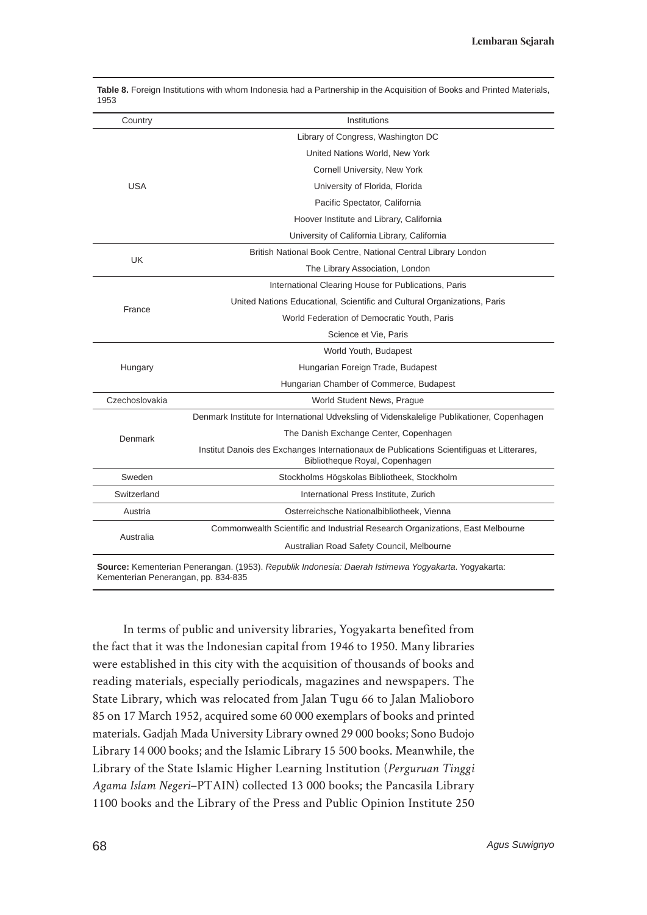**Table 8.** Foreign Institutions with whom Indonesia had a Partnership in the Acquisition of Books and Printed Materials, 1953

| Country | Institutions |
|---|---|
| USA | Library of Congress, Washington DC |
| | United Nations World, New York |
| | Cornell University, New York |
| | University of Florida, Florida |
| | Pacific Spectator, California |
| | Hoover Institute and Library, California |
| | University of California Library, California |
| UK | British National Book Centre, National Central Library London |
| | The Library Association, London |
| France | International Clearing House for Publications, Paris |
| | United Nations Educational, Scientific and Cultural Organizations, Paris |
| | World Federation of Democratic Youth, Paris |
| | Science et Vie, Paris |
| Hungary | World Youth, Budapest |
| | Hungarian Foreign Trade, Budapest |
| | Hungarian Chamber of Commerce, Budapest |
| Czechoslovakia | World Student News, Prague |
| Denmark | Denmark Institute for International Udveksling of Videnskalelige Publikationer, Copenhagen |
| | The Danish Exchange Center, Copenhagen |
| | Institut Danois des Exchanges Internationaux de Publications Scientifigues et Litterares, Bibliotheque Royal, Copenhagen |
| Sweden | Stockholms Högskolas Bibliotheek, Stockholm |
| Switzerland | International Press Institute, Zurich |
| Austria | Osterreichsche Nationalbibliotheek, Vienna |
| Australia | Commonwealth Scientific and Industrial Research Organizations, East Melbourne |
| | Australian Road Safety Council, Melbourne |

**Source:** Kementerian Penerangan. (1953). *Republik Indonesia: Daerah Istimewa Yogyakarta.* Yogyakarta: Kementerian Penerangan, pp. 834-835

In terms of public and university libraries, Yogyakarta benefited from the fact that it was the Indonesian capital from 1946 to 1950. Many libraries were established in this city with the acquisition of thousands of books and reading materials, especially periodicals, magazines and newspapers. The State Library, which was relocated from Jalan Tugu 66 to Jalan Malioboro 85 on 17 March 1952, acquired some 60 000 exemplars of books and printed materials. Gadjah Mada University Library owned 29 000 books; Sono Budojo Library 14 000 books; and the Islamic Library 15 500 books. Meanwhile, the Library of the State Islamic Higher Learning Institution (*Perguruan Tinggi Agama Islam Negeri*–PTAIN) collected 13 000 books; the Pancasila Library 1100 books and the Library of the Press and Public Opinion Institute 250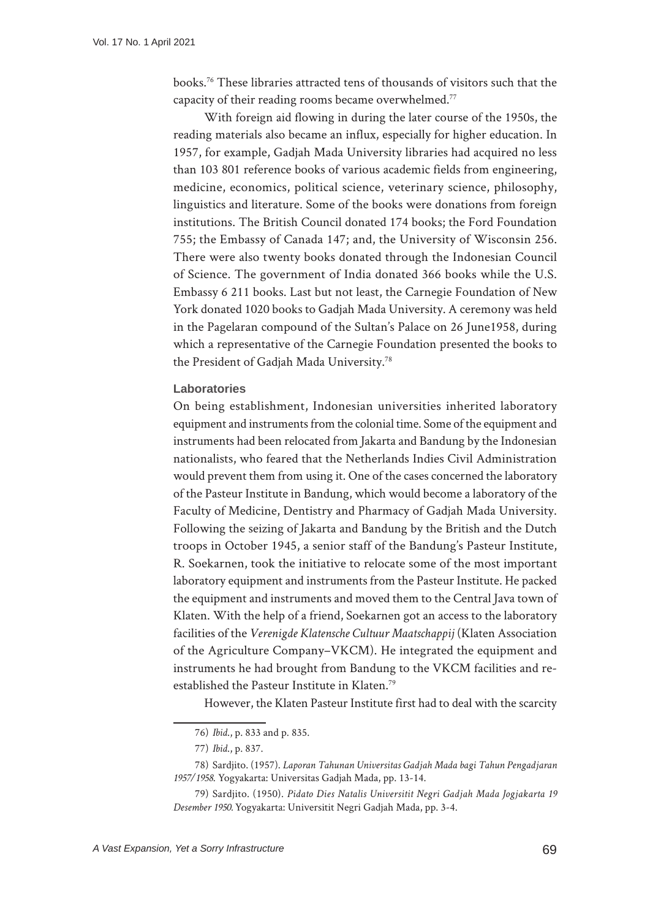books.[76] These libraries attracted tens of thousands of visitors such that the capacity of their reading rooms became overwhelmed.[77]

With foreign aid flowing in during the later course of the 1950s, the reading materials also became an influx, especially for higher education. In 1957, for example, Gadjah Mada University libraries had acquired no less than 103 801 reference books of various academic fields from engineering, medicine, economics, political science, veterinary science, philosophy, linguistics and literature. Some of the books were donations from foreign institutions. The British Council donated 174 books; the Ford Foundation 755; the Embassy of Canada 147; and, the University of Wisconsin 256. There were also twenty books donated through the Indonesian Council of Science. The government of India donated 366 books while the U.S. Embassy 6 211 books. Last but not least, the Carnegie Foundation of New York donated 1020 books to Gadjah Mada University. A ceremony was held in the Pagelaran compound of the Sultan's Palace on 26 June1958, during which a representative of the Carnegie Foundation presented the books to the President of Gadjah Mada University.[78]

### Laboratories

On being establishment, Indonesian universities inherited laboratory equipment and instruments from the colonial time. Some of the equipment and instruments had been relocated from Jakarta and Bandung by the Indonesian nationalists, who feared that the Netherlands Indies Civil Administration would prevent them from using it. One of the cases concerned the laboratory of the Pasteur Institute in Bandung, which would become a laboratory of the Faculty of Medicine, Dentistry and Pharmacy of Gadjah Mada University. Following the seizing of Jakarta and Bandung by the British and the Dutch troops in October 1945, a senior staff of the Bandung's Pasteur Institute, R. Soekarnen, took the initiative to relocate some of the most important laboratory equipment and instruments from the Pasteur Institute. He packed the equipment and instruments and moved them to the Central Java town of Klaten. With the help of a friend, Soekarnen got an access to the laboratory facilities of the *Verenigde Klatensche Cultuur Maatschappij* (Klaten Association of the Agriculture Company–VKCM). He integrated the equipment and instruments he had brought from Bandung to the VKCM facilities and re-established the Pasteur Institute in Klaten.[79]

However, the Klaten Pasteur Institute first had to deal with the scarcity

---

76) *Ibid.*, p. 833 and p. 835.

77) *Ibid.*, p. 837.

78) Sardjito. (1957). *Laporan Tahunan Universitas Gadjah Mada bagi Tahun Pengadjaran 1957/1958.* Yogyakarta: Universitas Gadjah Mada, pp. 13-14.

79) Sardjito. (1950). *Pidato Dies Natalis Universitit Negri Gadjah Mada Jogjakarta 19 Desember 1950.* Yogyakarta: Universitit Negri Gadjah Mada, pp. 3-4.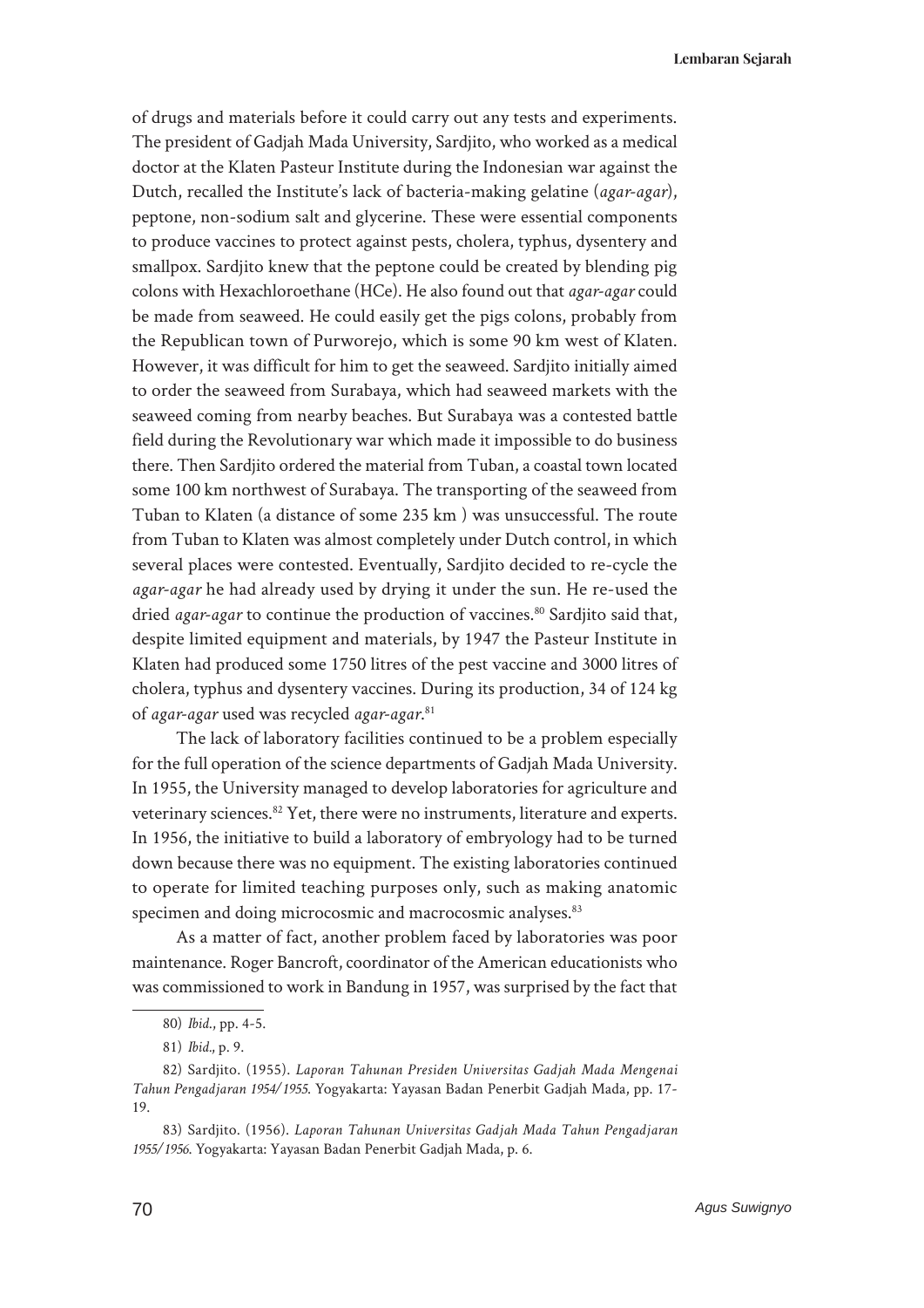of drugs and materials before it could carry out any tests and experiments. The president of Gadjah Mada University, Sardjito, who worked as a medical doctor at the Klaten Pasteur Institute during the Indonesian war against the Dutch, recalled the Institute's lack of bacteria-making gelatine (*agar-agar*), peptone, non-sodium salt and glycerine. These were essential components to produce vaccines to protect against pests, cholera, typhus, dysentery and smallpox. Sardjito knew that the peptone could be created by blending pig colons with Hexachloroethane (HCe). He also found out that *agar-agar* could be made from seaweed. He could easily get the pigs colons, probably from the Republican town of Purworejo, which is some 90 km west of Klaten. However, it was difficult for him to get the seaweed. Sardjito initially aimed to order the seaweed from Surabaya, which had seaweed markets with the seaweed coming from nearby beaches. But Surabaya was a contested battle field during the Revolutionary war which made it impossible to do business there. Then Sardjito ordered the material from Tuban, a coastal town located some 100 km northwest of Surabaya. The transporting of the seaweed from Tuban to Klaten (a distance of some 235 km ) was unsuccessful. The route from Tuban to Klaten was almost completely under Dutch control, in which several places were contested. Eventually, Sardjito decided to re-cycle the *agar-agar* he had already used by drying it under the sun. He re-used the dried *agar-agar* to continue the production of vaccines.[80] Sardjito said that, despite limited equipment and materials, by 1947 the Pasteur Institute in Klaten had produced some 1750 litres of the pest vaccine and 3000 litres of cholera, typhus and dysentery vaccines. During its production, 34 of 124 kg of *agar-agar* used was recycled *agar-agar*.[81]

The lack of laboratory facilities continued to be a problem especially for the full operation of the science departments of Gadjah Mada University. In 1955, the University managed to develop laboratories for agriculture and veterinary sciences.[82] Yet, there were no instruments, literature and experts. In 1956, the initiative to build a laboratory of embryology had to be turned down because there was no equipment. The existing laboratories continued to operate for limited teaching purposes only, such as making anatomic specimen and doing microcosmic and macrocosmic analyses.[83]

As a matter of fact, another problem faced by laboratories was poor maintenance. Roger Bancroft, coordinator of the American educationists who was commissioned to work in Bandung in 1957, was surprised by the fact that

---

80) *Ibid.*, pp. 4-5.

81) *Ibid.*, p. 9.

82) Sardjito. (1955). *Laporan Tahunan Presiden Universitas Gadjah Mada Mengenai Tahun Pengadjaran 1954/1955*. Yogyakarta: Yayasan Badan Penerbit Gadjah Mada, pp. 17-19.

83) Sardjito. (1956). *Laporan Tahunan Universitas Gadjah Mada Tahun Pengadjaran 1955/1956*. Yogyakarta: Yayasan Badan Penerbit Gadjah Mada, p. 6.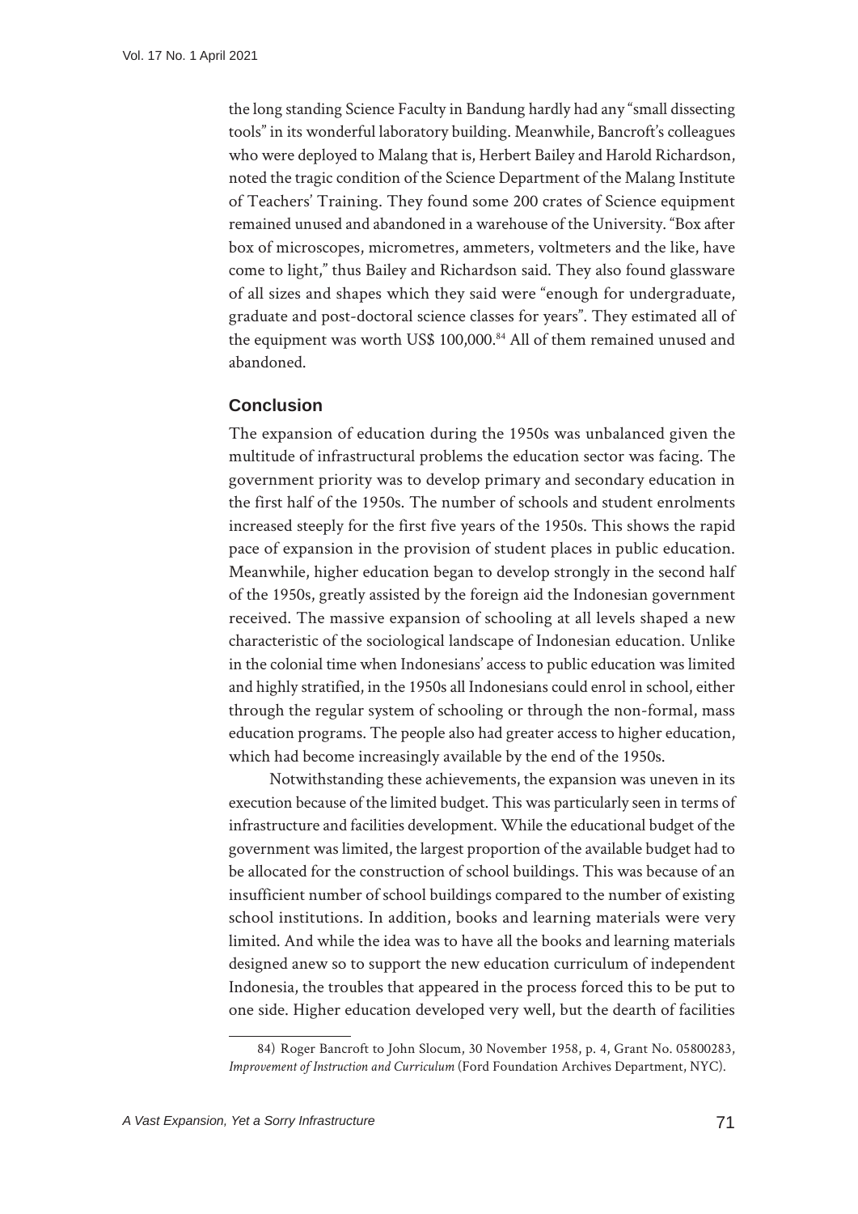the long standing Science Faculty in Bandung hardly had any "small dissecting tools" in its wonderful laboratory building. Meanwhile, Bancroft's colleagues who were deployed to Malang that is, Herbert Bailey and Harold Richardson, noted the tragic condition of the Science Department of the Malang Institute of Teachers' Training. They found some 200 crates of Science equipment remained unused and abandoned in a warehouse of the University. "Box after box of microscopes, micrometres, ammeters, voltmeters and the like, have come to light," thus Bailey and Richardson said. They also found glassware of all sizes and shapes which they said were "enough for undergraduate, graduate and post-doctoral science classes for years". They estimated all of the equipment was worth US$ 100,000.[84] All of them remained unused and abandoned.

## Conclusion

The expansion of education during the 1950s was unbalanced given the multitude of infrastructural problems the education sector was facing. The government priority was to develop primary and secondary education in the first half of the 1950s. The number of schools and student enrolments increased steeply for the first five years of the 1950s. This shows the rapid pace of expansion in the provision of student places in public education. Meanwhile, higher education began to develop strongly in the second half of the 1950s, greatly assisted by the foreign aid the Indonesian government received. The massive expansion of schooling at all levels shaped a new characteristic of the sociological landscape of Indonesian education. Unlike in the colonial time when Indonesians' access to public education was limited and highly stratified, in the 1950s all Indonesians could enrol in school, either through the regular system of schooling or through the non-formal, mass education programs. The people also had greater access to higher education, which had become increasingly available by the end of the 1950s.

Notwithstanding these achievements, the expansion was uneven in its execution because of the limited budget. This was particularly seen in terms of infrastructure and facilities development. While the educational budget of the government was limited, the largest proportion of the available budget had to be allocated for the construction of school buildings. This was because of an insufficient number of school buildings compared to the number of existing school institutions. In addition, books and learning materials were very limited. And while the idea was to have all the books and learning materials designed anew so to support the new education curriculum of independent Indonesia, the troubles that appeared in the process forced this to be put to one side. Higher education developed very well, but the dearth of facilities

---

84) Roger Bancroft to John Slocum, 30 November 1958, p. 4, Grant No. 05800283, *Improvement of Instruction and Curriculum* (Ford Foundation Archives Department, NYC).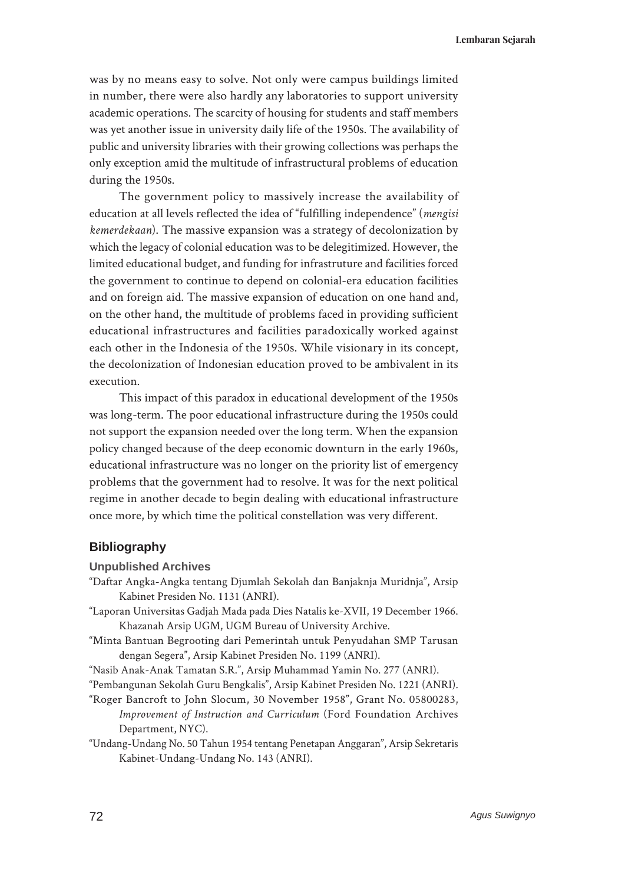was by no means easy to solve. Not only were campus buildings limited in number, there were also hardly any laboratories to support university academic operations. The scarcity of housing for students and staff members was yet another issue in university daily life of the 1950s. The availability of public and university libraries with their growing collections was perhaps the only exception amid the multitude of infrastructural problems of education during the 1950s.

The government policy to massively increase the availability of education at all levels reflected the idea of "fulfilling independence" (*mengisi kemerdekaan*). The massive expansion was a strategy of decolonization by which the legacy of colonial education was to be delegitimized. However, the limited educational budget, and funding for infrastruture and facilities forced the government to continue to depend on colonial-era education facilities and on foreign aid. The massive expansion of education on one hand and, on the other hand, the multitude of problems faced in providing sufficient educational infrastructures and facilities paradoxically worked against each other in the Indonesia of the 1950s. While visionary in its concept, the decolonization of Indonesian education proved to be ambivalent in its execution.

This impact of this paradox in educational development of the 1950s was long-term. The poor educational infrastructure during the 1950s could not support the expansion needed over the long term. When the expansion policy changed because of the deep economic downturn in the early 1960s, educational infrastructure was no longer on the priority list of emergency problems that the government had to resolve. It was for the next political regime in another decade to begin dealing with educational infrastructure once more, by which time the political constellation was very different.

## Bibliography

### Unpublished Archives

"Daftar Angka-Angka tentang Djumlah Sekolah dan Banjaknja Muridnja", Arsip Kabinet Presiden No. 1131 (ANRI).

"Laporan Universitas Gadjah Mada pada Dies Natalis ke-XVII, 19 December 1966. Khazanah Arsip UGM, UGM Bureau of University Archive.

"Minta Bantuan Begrooting dari Pemerintah untuk Penyudahan SMP Tarusan dengan Segera", Arsip Kabinet Presiden No. 1199 (ANRI).

"Nasib Anak-Anak Tamatan S.R.", Arsip Muhammad Yamin No. 277 (ANRI).

"Pembangunan Sekolah Guru Bengkalis", Arsip Kabinet Presiden No. 1221 (ANRI).

"Roger Bancroft to John Slocum, 30 November 1958", Grant No. 05800283, *Improvement of Instruction and Curriculum* (Ford Foundation Archives Department, NYC).

"Undang-Undang No. 50 Tahun 1954 tentang Penetapan Anggaran", Arsip Sekretaris Kabinet-Undang-Undang No. 143 (ANRI).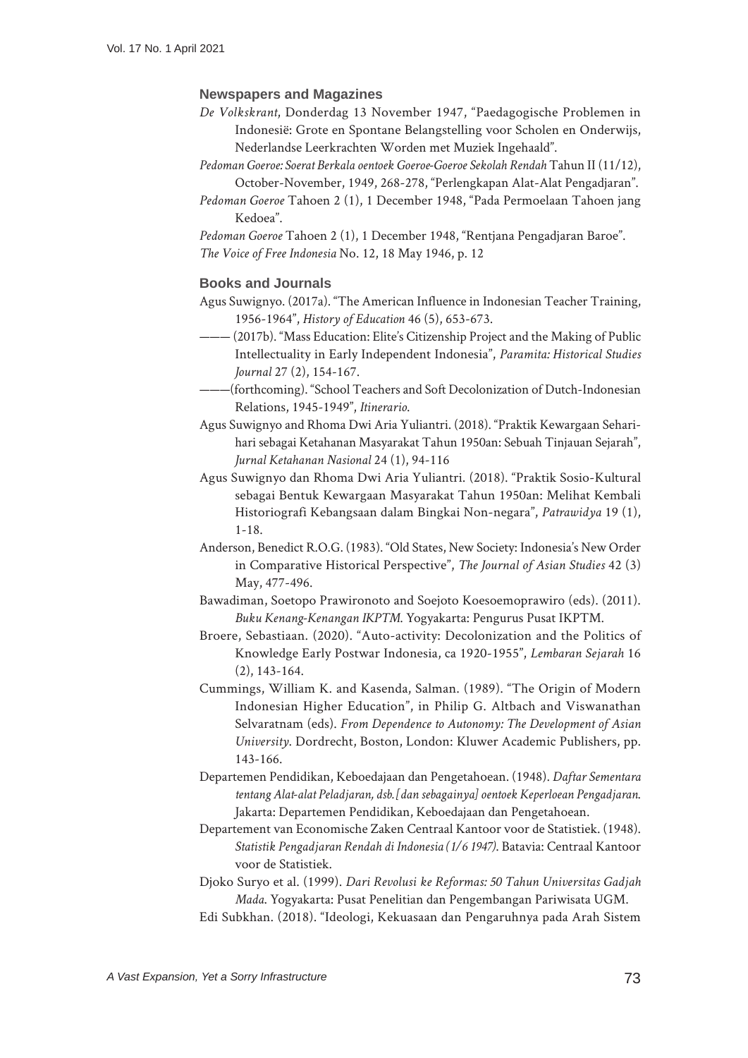### Newspapers and Magazines

*De Volkskrant*, Donderdag 13 November 1947, "Paedagogische Problemen in Indonesië: Grote en Spontane Belangstelling voor Scholen en Onderwijs, Nederlandse Leerkrachten Worden met Muziek Ingehaald".

*Pedoman Goeroe: Soerat Berkala oentoek Goeroe-Goeroe Sekolah Rendah* Tahun II (11/12), October-November, 1949, 268-278, "Perlengkapan Alat-Alat Pengadjaran".

*Pedoman Goeroe* Tahoen 2 (1), 1 December 1948, "Pada Permoelaan Tahoen jang Kedoea".

*Pedoman Goeroe* Tahoen 2 (1), 1 December 1948, "Rentjana Pengadjaran Baroe".

*The Voice of Free Indonesia* No. 12, 18 May 1946, p. 12

### Books and Journals

Agus Suwignyo. (2017a). "The American Influence in Indonesian Teacher Training, 1956-1964", *History of Education* 46 (5), 653-673.

——— (2017b). "Mass Education: Elite's Citizenship Project and the Making of Public Intellectuality in Early Independent Indonesia", *Paramita: Historical Studies Journal* 27 (2), 154-167.

———(forthcoming). "School Teachers and Soft Decolonization of Dutch-Indonesian Relations, 1945-1949", *Itinerario*.

Agus Suwignyo and Rhoma Dwi Aria Yuliantri. (2018). "Praktik Kewargaan Seharihari sebagai Ketahanan Masyarakat Tahun 1950an: Sebuah Tinjauan Sejarah", *Jurnal Ketahanan Nasional* 24 (1), 94-116

Agus Suwignyo dan Rhoma Dwi Aria Yuliantri. (2018). "Praktik Sosio-Kultural sebagai Bentuk Kewargaan Masyarakat Tahun 1950an: Melihat Kembali Historiografi Kebangsaan dalam Bingkai Non-negara", *Patrawidya* 19 (1), 1-18.

Anderson, Benedict R.O.G. (1983). "Old States, New Society: Indonesia's New Order in Comparative Historical Perspective", *The Journal of Asian Studies* 42 (3) May, 477-496.

Bawadiman, Soetopo Prawironoto and Soejoto Koesoemoprawiro (eds). (2011). *Buku Kenang-Kenangan IKPTM*. Yogyakarta: Pengurus Pusat IKPTM.

Broere, Sebastiaan. (2020). "Auto-activity: Decolonization and the Politics of Knowledge Early Postwar Indonesia, ca 1920-1955", *Lembaran Sejarah* 16 (2), 143-164.

Cummings, William K. and Kasenda, Salman. (1989). "The Origin of Modern Indonesian Higher Education", in Philip G. Altbach and Viswanathan Selvaratnam (eds). *From Dependence to Autonomy: The Development of Asian University*. Dordrecht, Boston, London: Kluwer Academic Publishers, pp. 143-166.

Departemen Pendidikan, Keboedajaan dan Pengetahoean. (1948). *Daftar Sementara tentang Alat-alat Peladjaran, dsb.[dan sebagainya] oentoek Keperloean Pengadjaran*. Jakarta: Departemen Pendidikan, Keboedajaan dan Pengetahoean.

Departement van Economische Zaken Centraal Kantoor voor de Statistiek. (1948). *Statistik Pengadjaran Rendah di Indonesia (1/6 1947)*. Batavia: Centraal Kantoor voor de Statistiek.

Djoko Suryo et al. (1999). *Dari Revolusi ke Reformas: 50 Tahun Universitas Gadjah Mada*. Yogyakarta: Pusat Penelitian dan Pengembangan Pariwisata UGM.

Edi Subkhan. (2018). "Ideologi, Kekuasaan dan Pengaruhnya pada Arah Sistem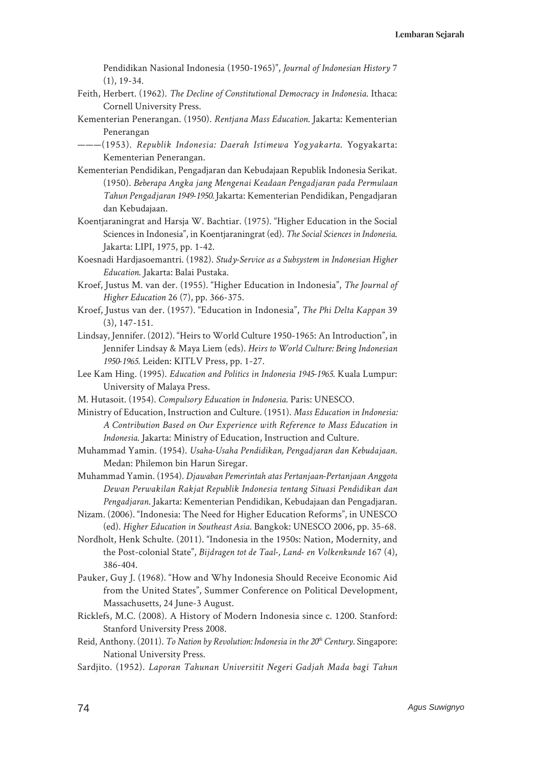Pendidikan Nasional Indonesia (1950-1965)", *Journal of Indonesian History* 7 (1), 19-34.

Feith, Herbert. (1962). *The Decline of Constitutional Democracy in Indonesia*. Ithaca: Cornell University Press.

Kementerian Penerangan. (1950). *Rentjana Mass Education*. Jakarta: Kementerian Penerangan

———(1953). *Republik Indonesia: Daerah Istimewa Yogyakarta*. Yogyakarta: Kementerian Penerangan.

Kementerian Pendidikan, Pengadjaran dan Kebudajaan Republik Indonesia Serikat. (1950). *Beberapa Angka jang Mengenai Keadaan Pengadjaran pada Permulaan Tahun Pengadjaran 1949-1950*. Jakarta: Kementerian Pendidikan, Pengadjaran dan Kebudajaan.

Koentjaraningrat and Harsja W. Bachtiar. (1975). "Higher Education in the Social Sciences in Indonesia", in Koentjaraningrat (ed). *The Social Sciences in Indonesia*. Jakarta: LIPI, 1975, pp. 1-42.

Koesnadi Hardjasoemantri. (1982). *Study-Service as a Subsystem in Indonesian Higher Education*. Jakarta: Balai Pustaka.

Kroef, Justus M. van der. (1955). "Higher Education in Indonesia", *The Journal of Higher Education* 26 (7), pp. 366-375.

Kroef, Justus van der. (1957). "Education in Indonesia", *The Phi Delta Kappan* 39 (3), 147-151.

Lindsay, Jennifer. (2012). "Heirs to World Culture 1950-1965: An Introduction", in Jennifer Lindsay & Maya Liem (eds). *Heirs to World Culture: Being Indonesian 1950-1965*. Leiden: KITLV Press, pp. 1-27.

Lee Kam Hing. (1995). *Education and Politics in Indonesia 1945-1965*. Kuala Lumpur: University of Malaya Press.

M. Hutasoit. (1954). *Compulsory Education in Indonesia*. Paris: UNESCO.

Ministry of Education, Instruction and Culture. (1951). *Mass Education in Indonesia: A Contribution Based on Our Experience with Reference to Mass Education in Indonesia*. Jakarta: Ministry of Education, Instruction and Culture.

Muhammad Yamin. (1954). *Usaha-Usaha Pendidikan, Pengadjaran dan Kebudajaan*. Medan: Philemon bin Harun Siregar.

Muhammad Yamin. (1954). *Djawaban Pemerintah atas Pertanjaan-Pertanjaan Anggota Dewan Perwakilan Rakjat Republik Indonesia tentang Situasi Pendidikan dan Pengadjaran*. Jakarta: Kementerian Pendidikan, Kebudajaan dan Pengadjaran.

Nizam. (2006). "Indonesia: The Need for Higher Education Reforms", in UNESCO (ed). *Higher Education in Southeast Asia*. Bangkok: UNESCO 2006, pp. 35-68.

Nordholt, Henk Schulte. (2011). "Indonesia in the 1950s: Nation, Modernity, and the Post-colonial State", *Bijdragen tot de Taal-, Land- en Volkenkunde* 167 (4), 386-404.

Pauker, Guy J. (1968). "How and Why Indonesia Should Receive Economic Aid from the United States", Summer Conference on Political Development, Massachusetts, 24 June-3 August.

Ricklefs, M.C. (2008). A History of Modern Indonesia since c. 1200. Stanford: Stanford University Press 2008.

Reid, Anthony. (2011). *To Nation by Revolution: Indonesia in the 20th Century*. Singapore: National University Press.

Sardjito. (1952). *Laporan Tahunan Universitit Negeri Gadjah Mada bagi Tahun*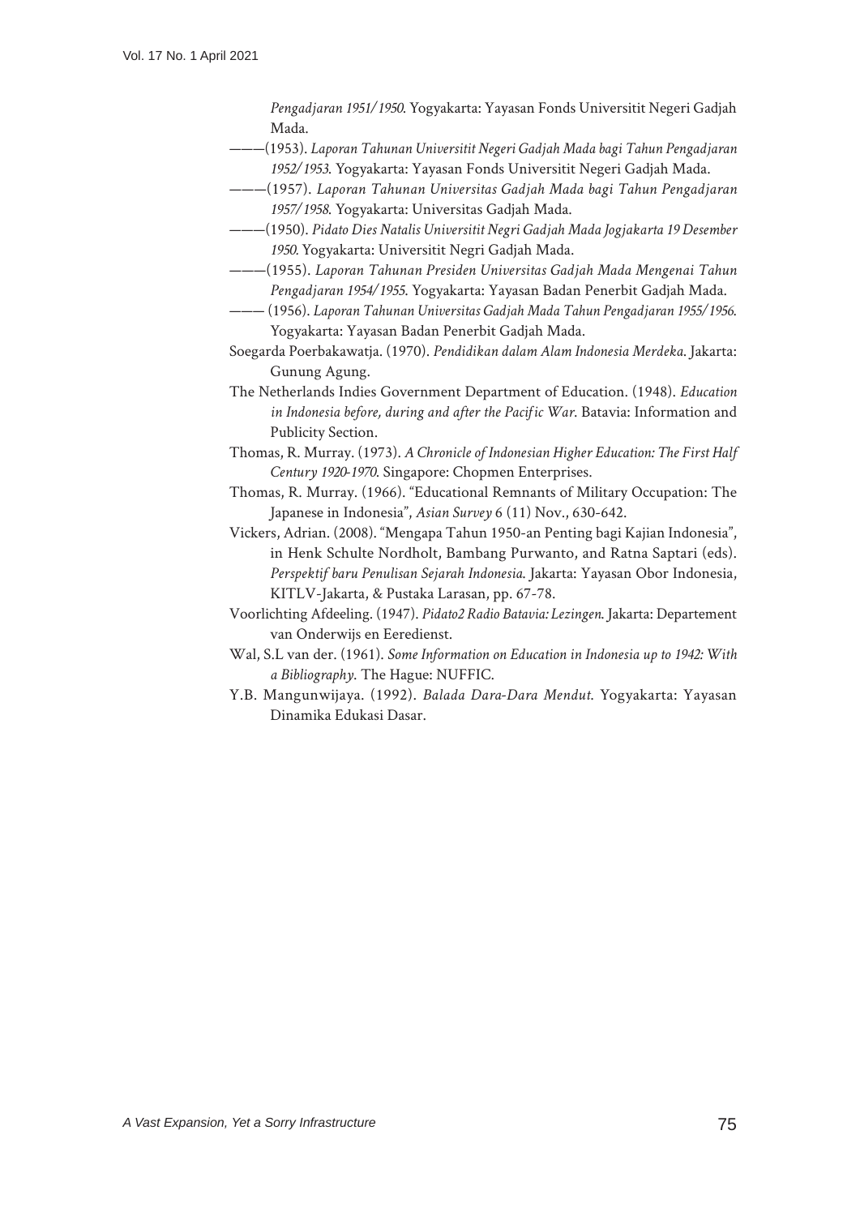*Pengadjaran 1951/1950*. Yogyakarta: Yayasan Fonds Universitit Negeri Gadjah Mada.

———(1953). *Laporan Tahunan Universitit Negeri Gadjah Mada bagi Tahun Pengadjaran 1952/1953*. Yogyakarta: Yayasan Fonds Universitit Negeri Gadjah Mada.

———(1957). *Laporan Tahunan Universitas Gadjah Mada bagi Tahun Pengadjaran 1957/1958*. Yogyakarta: Universitas Gadjah Mada.

———(1950). *Pidato Dies Natalis Universitit Negri Gadjah Mada Jogjakarta 19 Desember 1950*. Yogyakarta: Universitit Negri Gadjah Mada.

———(1955). *Laporan Tahunan Presiden Universitas Gadjah Mada Mengenai Tahun Pengadjaran 1954/1955*. Yogyakarta: Yayasan Badan Penerbit Gadjah Mada.

——— (1956). *Laporan Tahunan Universitas Gadjah Mada Tahun Pengadjaran 1955/1956*. Yogyakarta: Yayasan Badan Penerbit Gadjah Mada.

Soegarda Poerbakawatja. (1970). *Pendidikan dalam Alam Indonesia Merdeka*. Jakarta: Gunung Agung.

The Netherlands Indies Government Department of Education. (1948). *Education in Indonesia before, during and after the Pacific War*. Batavia: Information and Publicity Section.

Thomas, R. Murray. (1973). *A Chronicle of Indonesian Higher Education: The First Half Century 1920-1970*. Singapore: Chopmen Enterprises.

Thomas, R. Murray. (1966). "Educational Remnants of Military Occupation: The Japanese in Indonesia", *Asian Survey* 6 (11) Nov., 630-642.

Vickers, Adrian. (2008). "Mengapa Tahun 1950-an Penting bagi Kajian Indonesia", in Henk Schulte Nordholt, Bambang Purwanto, and Ratna Saptari (eds). *Perspektif baru Penulisan Sejarah Indonesia*. Jakarta: Yayasan Obor Indonesia, KITLV-Jakarta, & Pustaka Larasan, pp. 67-78.

Voorlichting Afdeeling. (1947). *Pidato2 Radio Batavia: Lezingen*. Jakarta: Departement van Onderwijs en Eeredienst.

Wal, S.L van der. (1961). *Some Information on Education in Indonesia up to 1942: With a Bibliography*. The Hague: NUFFIC.

Y.B. Mangunwijaya. (1992). *Balada Dara-Dara Mendut*. Yogyakarta: Yayasan Dinamika Edukasi Dasar.